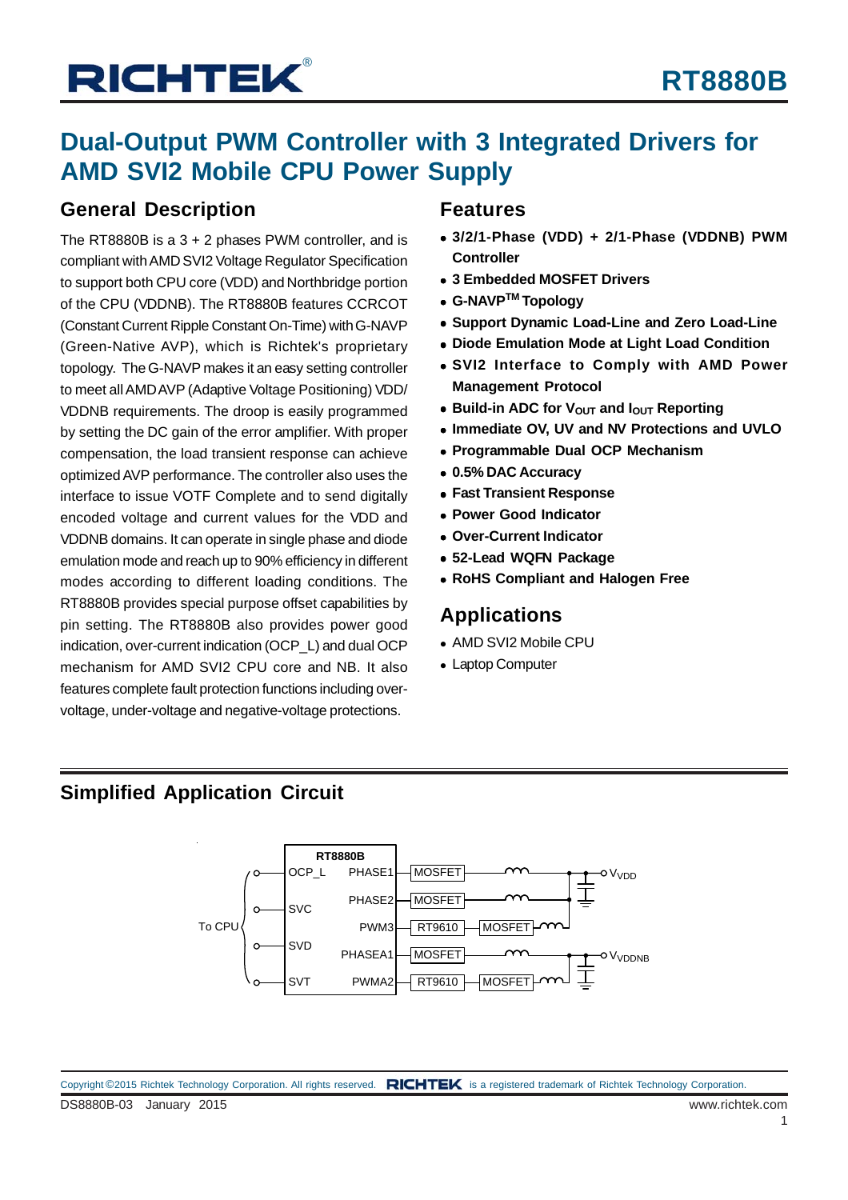# RT8880B

# Dual-Output PWM Controller with 3 Integrated Drivers for AMD SVI2 Mobile CPU Power Supply

## General Description

The RT8880B is a 3 + 2 phases PWM controller, and is compliant with AMD SVI2 Voltage Regulator Specification to support both CPU core (VDD) and Northbridge portion of the CPU (VDDNB). The RT8880B features CCRCOT (Constant Current Ripple Constant On-Time) with G-NAVP (Green-Native AVP), which is Richtek's proprietary topology. The G-NAVP makes it an easy setting controller to meet all AMD AVP (Adaptive Voltage Positioning) VDD/VDDNB requirements. The droop is easily programmed by setting the DC gain of the error amplifier. With proper compensation, the load transient response can achieve optimized AVP performance. The controller also uses the interface to issue VOTF Complete and to send digitally encoded voltage and current values for the VDD and VDDNB domains. It can operate in single phase and diode emulation mode and reach up to 90% efficiency in different modes according to different loading conditions. The RT8880B provides special purpose offset capabilities by pin setting. The RT8880B also provides power good indication, over-current indication (OCP_L) and dual OCP mechanism for AMD SVI2 CPU core and NB. It also features complete fault protection functions including over-voltage, under-voltage and negative-voltage protections.

## Features

- **3/2/1-Phase (VDD) + 2/1-Phase (VDDNB) PWM Controller**
- **3 Embedded MOSFET Drivers**
- **G-NAVP™ Topology**
- **Support Dynamic Load-Line and Zero Load-Line**
- **Diode Emulation Mode at Light Load Condition**
- **SVI2 Interface to Comply with AMD Power Management Protocol**
- **Build-in ADC for $V_{OUT}$ and $I_{OUT}$ Reporting**
- **Immediate OV, UV and NV Protections and UVLO**
- **Programmable Dual OCP Mechanism**
- **0.5% DAC Accuracy**
- **Fast Transient Response**
- **Power Good Indicator**
- **Over-Current Indicator**
- **52-Lead WQFN Package**
- **RoHS Compliant and Halogen Free**

## Applications

- AMD SVI2 Mobile CPU
- Laptop Computer

## Simplified Application Circuit

RT8880B: To CPU — OCP_L, SVC, SVD, SVT; PHASE1 → MOSFET → $V_{VDD}$; PHASE2 → MOSFET → $V_{VDD}$; PWM3 → RT9610 → MOSFET → $V_{VDD}$; PHASEA1 → MOSFET → $V_{VDDNB}$; PWMA2 → RT9610 → MOSFET → $V_{VDDNB}$

Copyright ©2015 Richtek Technology Corporation. All rights reserved. RICHTEK is a registered trademark of Richtek Technology Corporation.

DS8880B-03 January 2015 www.richtek.com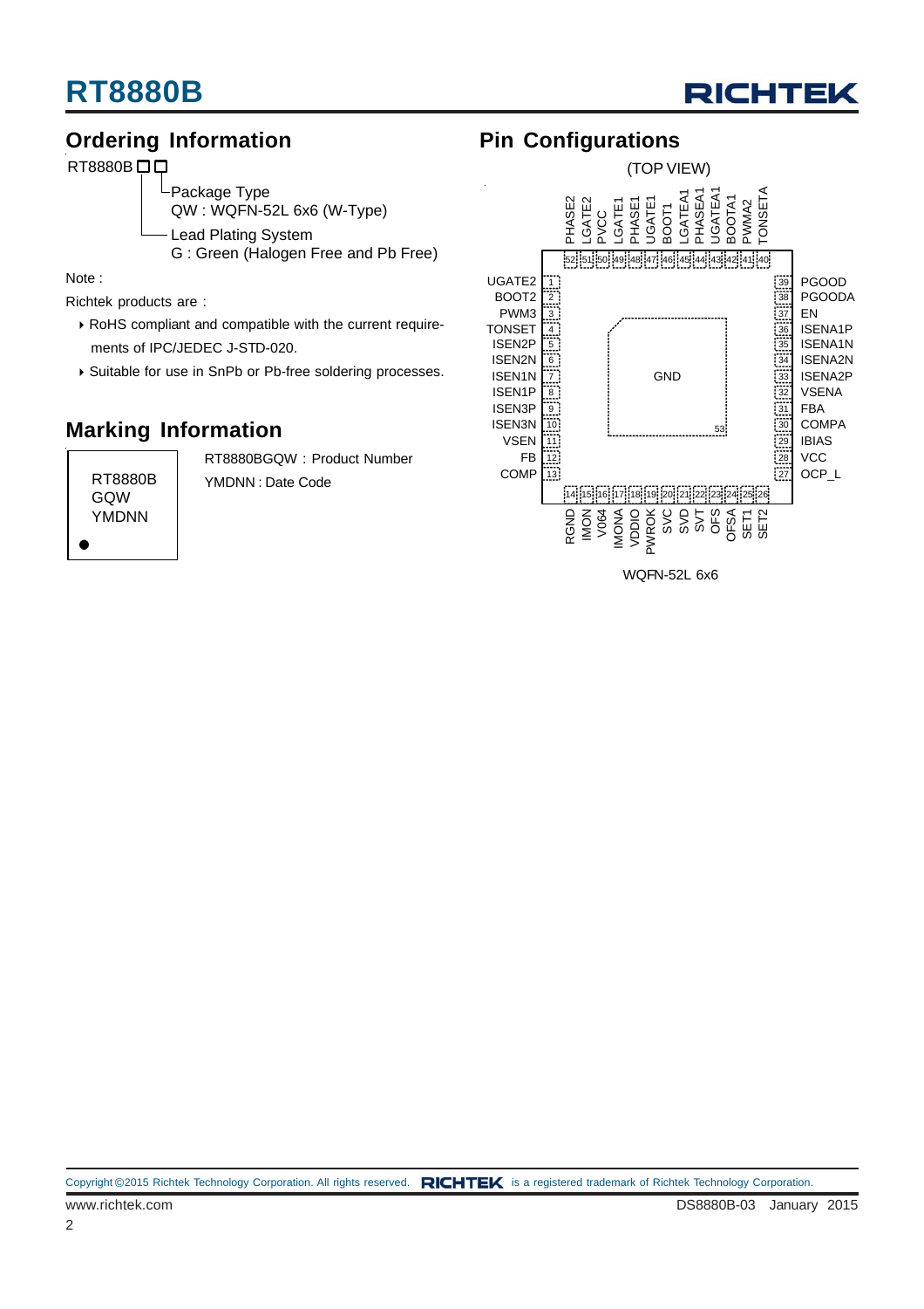## Ordering Information

RT8880B□□

- Package Type
  QW : WQFN-52L 6x6 (W-Type)
- Lead Plating System
  G : Green (Halogen Free and Pb Free)

Note :

Richtek products are :

- RoHS compliant and compatible with the current requirements of IPC/JEDEC J-STD-020.
- Suitable for use in SnPb or Pb-free soldering processes.

## Pin Configurations

(TOP VIEW)

| Pin | Name | Pin | Name |
|---|---|---|---|
| 1 | UGATE2 | 27 | OCP_L |
| 2 | BOOT2 | 28 | VCC |
| 3 | PWM3 | 29 | IBIAS |
| 4 | TONSET | 30 | COMPA |
| 5 | ISEN2P | 31 | FBA |
| 6 | ISEN2N | 32 | VSENA |
| 7 | ISEN1N | 33 | ISENA2P |
| 8 | ISEN1P | 34 | ISENA2N |
| 9 | ISEN3P | 35 | ISENA1N |
| 10 | ISEN3N | 36 | ISENA1P |
| 11 | VSEN | 37 | EN |
| 12 | FB | 38 | PGOODA |
| 13 | COMP | 39 | PGOOD |
| 14 | RGND | 40 | TONSETA |
| 15 | IMON | 41 | PWMA2 |
| 16 | V064 | 42 | BOOTA1 |
| 17 | IMONA | 43 | UGATEA1 |
| 18 | VDDIO | 44 | PHASEA1 |
| 19 | PWROK | 45 | LGATEA1 |
| 20 | SVC | 46 | BOOT1 |
| 21 | SVD | 47 | UGATE1 |
| 22 | SVT | 48 | PHASE1 |
| 23 | OFS | 49 | LGATE1 |
| 24 | OFSA | 50 | PVCC |
| 25 | SET1 | 51 | LGATE2 |
| 26 | SET2 | 52 | PHASE2 |
| 53 (Exposed Pad) | GND | | |

WQFN-52L 6x6

## Marking Information

RT8880B
GQW
YMDNN

RT8880BGQW : Product Number

YMDNN : Date Code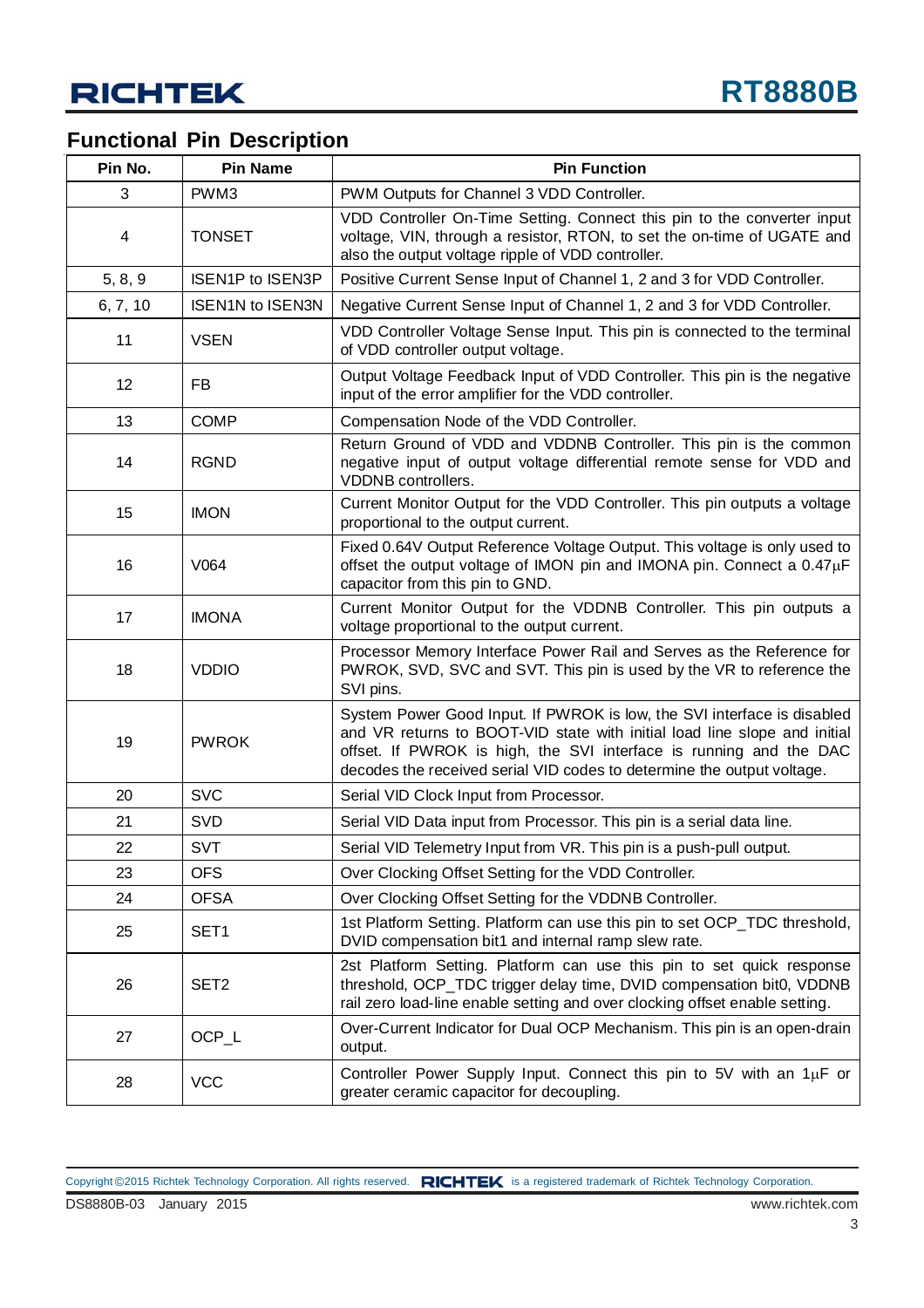## Functional Pin Description

| Pin No. | Pin Name | Pin Function |
|---|---|---|
| 3 | PWM3 | PWM Outputs for Channel 3 VDD Controller. |
| 4 | TONSET | VDD Controller On-Time Setting. Connect this pin to the converter input voltage, VIN, through a resistor, RTON, to set the on-time of UGATE and also the output voltage ripple of VDD controller. |
| 5, 8, 9 | ISEN1P to ISEN3P | Positive Current Sense Input of Channel 1, 2 and 3 for VDD Controller. |
| 6, 7, 10 | ISEN1N to ISEN3N | Negative Current Sense Input of Channel 1, 2 and 3 for VDD Controller. |
| 11 | VSEN | VDD Controller Voltage Sense Input. This pin is connected to the terminal of VDD controller output voltage. |
| 12 | FB | Output Voltage Feedback Input of VDD Controller. This pin is the negative input of the error amplifier for the VDD controller. |
| 13 | COMP | Compensation Node of the VDD Controller. |
| 14 | RGND | Return Ground of VDD and VDDNB Controller. This pin is the common negative input of output voltage differential remote sense for VDD and VDDNB controllers. |
| 15 | IMON | Current Monitor Output for the VDD Controller. This pin outputs a voltage proportional to the output current. |
| 16 | V064 | Fixed 0.64V Output Reference Voltage Output. This voltage is only used to offset the output voltage of IMON pin and IMONA pin. Connect a 0.47μF capacitor from this pin to GND. |
| 17 | IMONA | Current Monitor Output for the VDDNB Controller. This pin outputs a voltage proportional to the output current. |
| 18 | VDDIO | Processor Memory Interface Power Rail and Serves as the Reference for PWROK, SVD, SVC and SVT. This pin is used by the VR to reference the SVI pins. |
| 19 | PWROK | System Power Good Input. If PWROK is low, the SVI interface is disabled and VR returns to BOOT-VID state with initial load line slope and initial offset. If PWROK is high, the SVI interface is running and the DAC decodes the received serial VID codes to determine the output voltage. |
| 20 | SVC | Serial VID Clock Input from Processor. |
| 21 | SVD | Serial VID Data input from Processor. This pin is a serial data line. |
| 22 | SVT | Serial VID Telemetry Input from VR. This pin is a push-pull output. |
| 23 | OFS | Over Clocking Offset Setting for the VDD Controller. |
| 24 | OFSA | Over Clocking Offset Setting for the VDDNB Controller. |
| 25 | SET1 | 1st Platform Setting. Platform can use this pin to set OCP_TDC threshold, DVID compensation bit1 and internal ramp slew rate. |
| 26 | SET2 | 2st Platform Setting. Platform can use this pin to set quick response threshold, OCP_TDC trigger delay time, DVID compensation bit0, VDDNB rail zero load-line enable setting and over clocking offset enable setting. |
| 27 | OCP_L | Over-Current Indicator for Dual OCP Mechanism. This pin is an open-drain output. |
| 28 | VCC | Controller Power Supply Input. Connect this pin to 5V with an 1μF or greater ceramic capacitor for decoupling. |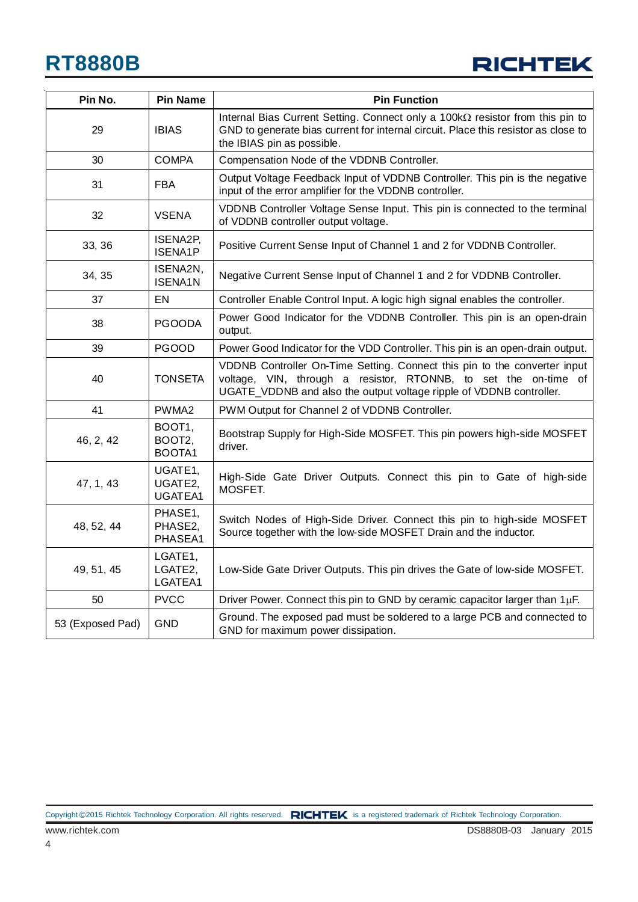| Pin No. | Pin Name | Pin Function |
|---|---|---|
| 29 | IBIAS | Internal Bias Current Setting. Connect only a 100kΩ resistor from this pin to GND to generate bias current for internal circuit. Place this resistor as close to the IBIAS pin as possible. |
| 30 | COMPA | Compensation Node of the VDDNB Controller. |
| 31 | FBA | Output Voltage Feedback Input of VDDNB Controller. This pin is the negative input of the error amplifier for the VDDNB controller. |
| 32 | VSENA | VDDNB Controller Voltage Sense Input. This pin is connected to the terminal of VDDNB controller output voltage. |
| 33, 36 | ISENA2P, ISENA1P | Positive Current Sense Input of Channel 1 and 2 for VDDNB Controller. |
| 34, 35 | ISENA2N, ISENA1N | Negative Current Sense Input of Channel 1 and 2 for VDDNB Controller. |
| 37 | EN | Controller Enable Control Input. A logic high signal enables the controller. |
| 38 | PGOODA | Power Good Indicator for the VDDNB Controller. This pin is an open-drain output. |
| 39 | PGOOD | Power Good Indicator for the VDD Controller. This pin is an open-drain output. |
| 40 | TONSETA | VDDNB Controller On-Time Setting. Connect this pin to the converter input voltage, VIN, through a resistor, RTONNB, to set the on-time of UGATE_VDDNB and also the output voltage ripple of VDDNB controller. |
| 41 | PWMA2 | PWM Output for Channel 2 of VDDNB Controller. |
| 46, 2, 42 | BOOT1, BOOT2, BOOTA1 | Bootstrap Supply for High-Side MOSFET. This pin powers high-side MOSFET driver. |
| 47, 1, 43 | UGATE1, UGATE2, UGATEA1 | High-Side Gate Driver Outputs. Connect this pin to Gate of high-side MOSFET. |
| 48, 52, 44 | PHASE1, PHASE2, PHASEA1 | Switch Nodes of High-Side Driver. Connect this pin to high-side MOSFET Source together with the low-side MOSFET Drain and the inductor. |
| 49, 51, 45 | LGATE1, LGATE2, LGATEA1 | Low-Side Gate Driver Outputs. This pin drives the Gate of low-side MOSFET. |
| 50 | PVCC | Driver Power. Connect this pin to GND by ceramic capacitor larger than 1μF. |
| 53 (Exposed Pad) | GND | Ground. The exposed pad must be soldered to a large PCB and connected to GND for maximum power dissipation. |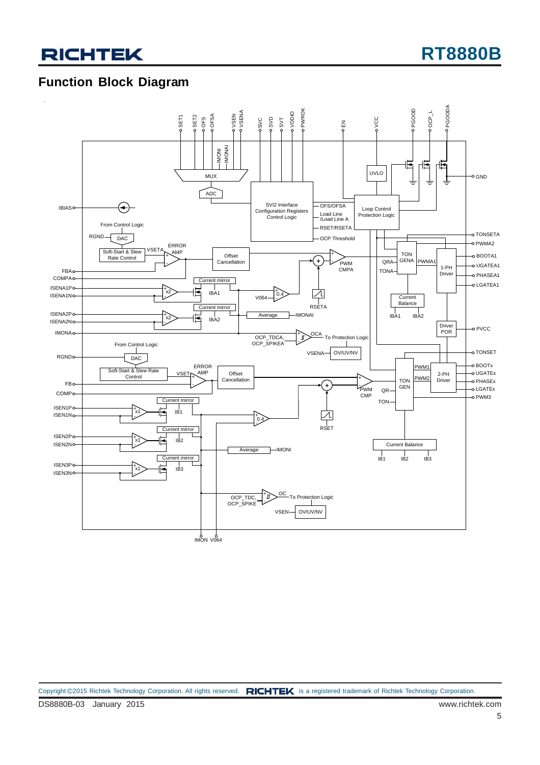## Function Block Diagram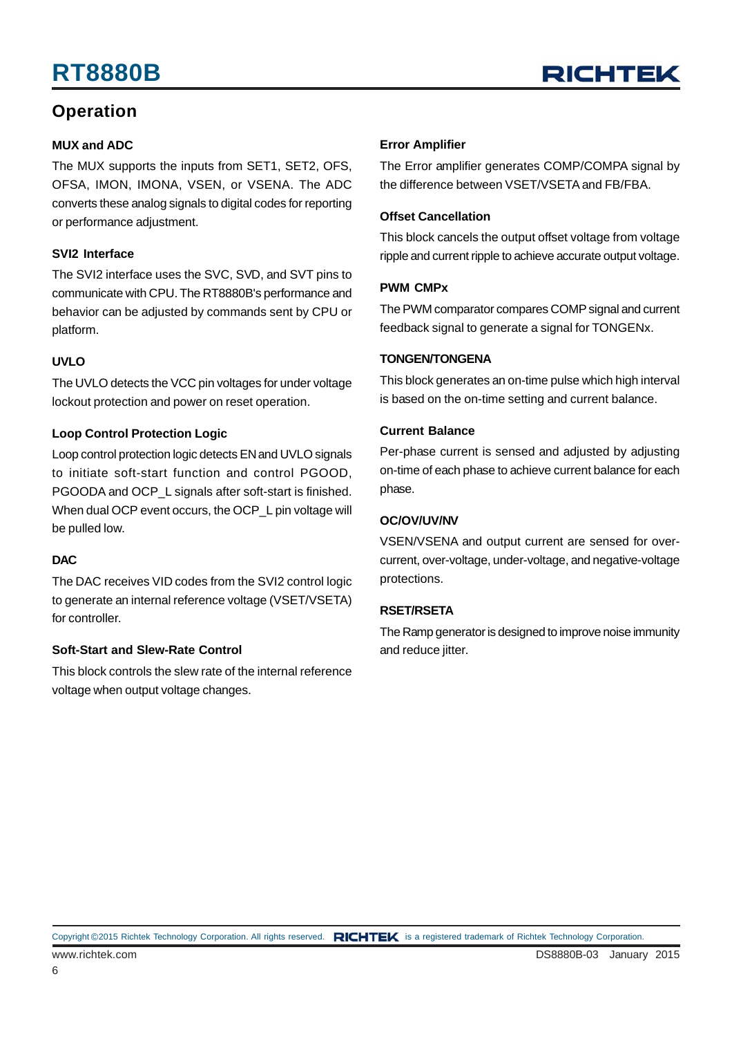## Operation

### MUX and ADC

The MUX supports the inputs from SET1, SET2, OFS, OFSA, IMON, IMONA, VSEN, or VSENA. The ADC converts these analog signals to digital codes for reporting or performance adjustment.

### SVI2 Interface

The SVI2 interface uses the SVC, SVD, and SVT pins to communicate with CPU. The RT8880B's performance and behavior can be adjusted by commands sent by CPU or platform.

### UVLO

The UVLO detects the VCC pin voltages for under voltage lockout protection and power on reset operation.

### Loop Control Protection Logic

Loop control protection logic detects EN and UVLO signals to initiate soft-start function and control PGOOD, PGOODA and OCP_L signals after soft-start is finished. When dual OCP event occurs, the OCP_L pin voltage will be pulled low.

### DAC

The DAC receives VID codes from the SVI2 control logic to generate an internal reference voltage (VSET/VSETA) for controller.

### Soft-Start and Slew-Rate Control

This block controls the slew rate of the internal reference voltage when output voltage changes.

### Error Amplifier

The Error amplifier generates COMP/COMPA signal by the difference between VSET/VSETA and FB/FBA.

### Offset Cancellation

This block cancels the output offset voltage from voltage ripple and current ripple to achieve accurate output voltage.

### PWM CMPx

The PWM comparator compares COMP signal and current feedback signal to generate a signal for TONGENx.

### TONGEN/TONGENA

This block generates an on-time pulse which high interval is based on the on-time setting and current balance.

### Current Balance

Per-phase current is sensed and adjusted by adjusting on-time of each phase to achieve current balance for each phase.

### OC/OV/UV/NV

VSEN/VSENA and output current are sensed for over-current, over-voltage, under-voltage, and negative-voltage protections.

### RSET/RSETA

The Ramp generator is designed to improve noise immunity and reduce jitter.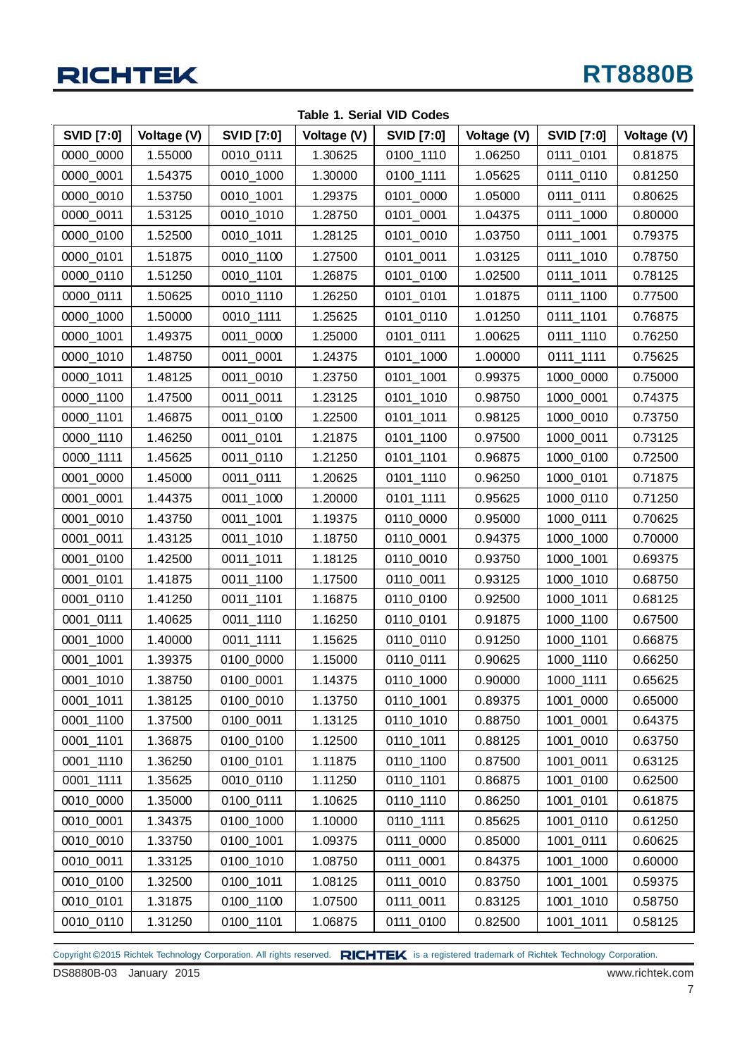**Table 1. Serial VID Codes**

| SVID [7:0] | Voltage (V) | SVID [7:0] | Voltage (V) | SVID [7:0] | Voltage (V) | SVID [7:0] | Voltage (V) |
|---|---|---|---|---|---|---|---|
| 0000_0000 | 1.55000 | 0010_0111 | 1.30625 | 0100_1110 | 1.06250 | 0111_0101 | 0.81875 |
| 0000_0001 | 1.54375 | 0010_1000 | 1.30000 | 0100_1111 | 1.05625 | 0111_0110 | 0.81250 |
| 0000_0010 | 1.53750 | 0010_1001 | 1.29375 | 0101_0000 | 1.05000 | 0111_0111 | 0.80625 |
| 0000_0011 | 1.53125 | 0010_1010 | 1.28750 | 0101_0001 | 1.04375 | 0111_1000 | 0.80000 |
| 0000_0100 | 1.52500 | 0010_1011 | 1.28125 | 0101_0010 | 1.03750 | 0111_1001 | 0.79375 |
| 0000_0101 | 1.51875 | 0010_1100 | 1.27500 | 0101_0011 | 1.03125 | 0111_1010 | 0.78750 |
| 0000_0110 | 1.51250 | 0010_1101 | 1.26875 | 0101_0100 | 1.02500 | 0111_1011 | 0.78125 |
| 0000_0111 | 1.50625 | 0010_1110 | 1.26250 | 0101_0101 | 1.01875 | 0111_1100 | 0.77500 |
| 0000_1000 | 1.50000 | 0010_1111 | 1.25625 | 0101_0110 | 1.01250 | 0111_1101 | 0.76875 |
| 0000_1001 | 1.49375 | 0011_0000 | 1.25000 | 0101_0111 | 1.00625 | 0111_1110 | 0.76250 |
| 0000_1010 | 1.48750 | 0011_0001 | 1.24375 | 0101_1000 | 1.00000 | 0111_1111 | 0.75625 |
| 0000_1011 | 1.48125 | 0011_0010 | 1.23750 | 0101_1001 | 0.99375 | 1000_0000 | 0.75000 |
| 0000_1100 | 1.47500 | 0011_0011 | 1.23125 | 0101_1010 | 0.98750 | 1000_0001 | 0.74375 |
| 0000_1101 | 1.46875 | 0011_0100 | 1.22500 | 0101_1011 | 0.98125 | 1000_0010 | 0.73750 |
| 0000_1110 | 1.46250 | 0011_0101 | 1.21875 | 0101_1100 | 0.97500 | 1000_0011 | 0.73125 |
| 0000_1111 | 1.45625 | 0011_0110 | 1.21250 | 0101_1101 | 0.96875 | 1000_0100 | 0.72500 |
| 0001_0000 | 1.45000 | 0011_0111 | 1.20625 | 0101_1110 | 0.96250 | 1000_0101 | 0.71875 |
| 0001_0001 | 1.44375 | 0011_1000 | 1.20000 | 0101_1111 | 0.95625 | 1000_0110 | 0.71250 |
| 0001_0010 | 1.43750 | 0011_1001 | 1.19375 | 0110_0000 | 0.95000 | 1000_0111 | 0.70625 |
| 0001_0011 | 1.43125 | 0011_1010 | 1.18750 | 0110_0001 | 0.94375 | 1000_1000 | 0.70000 |
| 0001_0100 | 1.42500 | 0011_1011 | 1.18125 | 0110_0010 | 0.93750 | 1000_1001 | 0.69375 |
| 0001_0101 | 1.41875 | 0011_1100 | 1.17500 | 0110_0011 | 0.93125 | 1000_1010 | 0.68750 |
| 0001_0110 | 1.41250 | 0011_1101 | 1.16875 | 0110_0100 | 0.92500 | 1000_1011 | 0.68125 |
| 0001_0111 | 1.40625 | 0011_1110 | 1.16250 | 0110_0101 | 0.91875 | 1000_1100 | 0.67500 |
| 0001_1000 | 1.40000 | 0011_1111 | 1.15625 | 0110_0110 | 0.91250 | 1000_1101 | 0.66875 |
| 0001_1001 | 1.39375 | 0100_0000 | 1.15000 | 0110_0111 | 0.90625 | 1000_1110 | 0.66250 |
| 0001_1010 | 1.38750 | 0100_0001 | 1.14375 | 0110_1000 | 0.90000 | 1000_1111 | 0.65625 |
| 0001_1011 | 1.38125 | 0100_0010 | 1.13750 | 0110_1001 | 0.89375 | 1001_0000 | 0.65000 |
| 0001_1100 | 1.37500 | 0100_0011 | 1.13125 | 0110_1010 | 0.88750 | 1001_0001 | 0.64375 |
| 0001_1101 | 1.36875 | 0100_0100 | 1.12500 | 0110_1011 | 0.88125 | 1001_0010 | 0.63750 |
| 0001_1110 | 1.36250 | 0100_0101 | 1.11875 | 0110_1100 | 0.87500 | 1001_0011 | 0.63125 |
| 0001_1111 | 1.35625 | 0010_0110 | 1.11250 | 0110_1101 | 0.86875 | 1001_0100 | 0.62500 |
| 0010_0000 | 1.35000 | 0100_0111 | 1.10625 | 0110_1110 | 0.86250 | 1001_0101 | 0.61875 |
| 0010_0001 | 1.34375 | 0100_1000 | 1.10000 | 0110_1111 | 0.85625 | 1001_0110 | 0.61250 |
| 0010_0010 | 1.33750 | 0100_1001 | 1.09375 | 0111_0000 | 0.85000 | 1001_0111 | 0.60625 |
| 0010_0011 | 1.33125 | 0100_1010 | 1.08750 | 0111_0001 | 0.84375 | 1001_1000 | 0.60000 |
| 0010_0100 | 1.32500 | 0100_1011 | 1.08125 | 0111_0010 | 0.83750 | 1001_1001 | 0.59375 |
| 0010_0101 | 1.31875 | 0100_1100 | 1.07500 | 0111_0011 | 0.83125 | 1001_1010 | 0.58750 |
| 0010_0110 | 1.31250 | 0100_1101 | 1.06875 | 0111_0100 | 0.82500 | 1001_1011 | 0.58125 |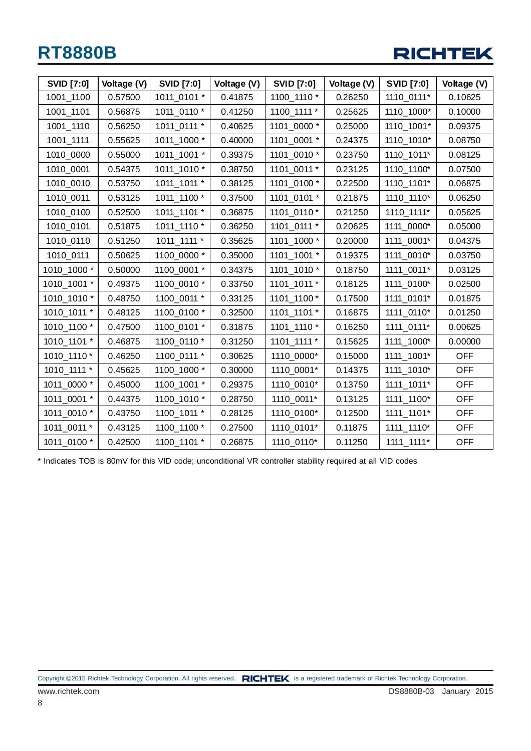| SVID [7:0] | Voltage (V) | SVID [7:0] | Voltage (V) | SVID [7:0] | Voltage (V) | SVID [7:0] | Voltage (V) |
|---|---|---|---|---|---|---|---|
| 1001_1100 | 0.57500 | 1011_0101 * | 0.41875 | 1100_1110 * | 0.26250 | 1110_0111* | 0.10625 |
| 1001_1101 | 0.56875 | 1011_0110 * | 0.41250 | 1100_1111 * | 0.25625 | 1110_1000* | 0.10000 |
| 1001_1110 | 0.56250 | 1011_0111 * | 0.40625 | 1101_0000 * | 0.25000 | 1110_1001* | 0.09375 |
| 1001_1111 | 0.55625 | 1011_1000 * | 0.40000 | 1101_0001 * | 0.24375 | 1110_1010* | 0.08750 |
| 1010_0000 | 0.55000 | 1011_1001 * | 0.39375 | 1101_0010 * | 0.23750 | 1110_1011* | 0.08125 |
| 1010_0001 | 0.54375 | 1011_1010 * | 0.38750 | 1101_0011 * | 0.23125 | 1110_1100* | 0.07500 |
| 1010_0010 | 0.53750 | 1011_1011 * | 0.38125 | 1101_0100 * | 0.22500 | 1110_1101* | 0.06875 |
| 1010_0011 | 0.53125 | 1011_1100 * | 0.37500 | 1101_0101 * | 0.21875 | 1110_1110* | 0.06250 |
| 1010_0100 | 0.52500 | 1011_1101 * | 0.36875 | 1101_0110 * | 0.21250 | 1110_1111* | 0.05625 |
| 1010_0101 | 0.51875 | 1011_1110 * | 0.36250 | 1101_0111 * | 0.20625 | 1111_0000* | 0.05000 |
| 1010_0110 | 0.51250 | 1011_1111 * | 0.35625 | 1101_1000 * | 0.20000 | 1111_0001* | 0.04375 |
| 1010_0111 | 0.50625 | 1100_0000 * | 0.35000 | 1101_1001 * | 0.19375 | 1111_0010* | 0.03750 |
| 1010_1000 * | 0.50000 | 1100_0001 * | 0.34375 | 1101_1010 * | 0.18750 | 1111_0011* | 0.03125 |
| 1010_1001 * | 0.49375 | 1100_0010 * | 0.33750 | 1101_1011 * | 0.18125 | 1111_0100* | 0.02500 |
| 1010_1010 * | 0.48750 | 1100_0011 * | 0.33125 | 1101_1100 * | 0.17500 | 1111_0101* | 0.01875 |
| 1010_1011 * | 0.48125 | 1100_0100 * | 0.32500 | 1101_1101 * | 0.16875 | 1111_0110* | 0.01250 |
| 1010_1100 * | 0.47500 | 1100_0101 * | 0.31875 | 1101_1110 * | 0.16250 | 1111_0111* | 0.00625 |
| 1010_1101 * | 0.46875 | 1100_0110 * | 0.31250 | 1101_1111 * | 0.15625 | 1111_1000* | 0.00000 |
| 1010_1110 * | 0.46250 | 1100_0111 * | 0.30625 | 1110_0000* | 0.15000 | 1111_1001* | OFF |
| 1010_1111 * | 0.45625 | 1100_1000 * | 0.30000 | 1110_0001* | 0.14375 | 1111_1010* | OFF |
| 1011_0000 * | 0.45000 | 1100_1001 * | 0.29375 | 1110_0010* | 0.13750 | 1111_1011* | OFF |
| 1011_0001 * | 0.44375 | 1100_1010 * | 0.28750 | 1110_0011* | 0.13125 | 1111_1100* | OFF |
| 1011_0010 * | 0.43750 | 1100_1011 * | 0.28125 | 1110_0100* | 0.12500 | 1111_1101* | OFF |
| 1011_0011 * | 0.43125 | 1100_1100 * | 0.27500 | 1110_0101* | 0.11875 | 1111_1110* | OFF |
| 1011_0100 * | 0.42500 | 1100_1101 * | 0.26875 | 1110_0110* | 0.11250 | 1111_1111* | OFF |

\* Indicates TOB is 80mV for this VID code; unconditional VR controller stability required at all VID codes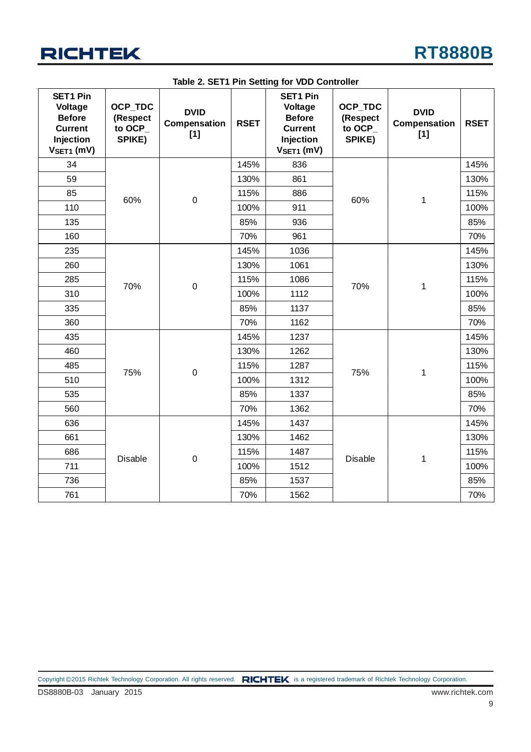**Table 2. SET1 Pin Setting for VDD Controller**

| SET1 Pin Voltage Before Current Injection $V_{SET1}$ (mV) | OCP_TDC (Respect to OCP_ SPIKE) | DVID Compensation [1] | RSET | SET1 Pin Voltage Before Current Injection $V_{SET1}$ (mV) | OCP_TDC (Respect to OCP_ SPIKE) | DVID Compensation [1] | RSET |
|---|---|---|---|---|---|---|---|
| 34 | 60% | 0 | 145% | 836 | 60% | 1 | 145% |
| 59 | | | 130% | 861 | | | 130% |
| 85 | | | 115% | 886 | | | 115% |
| 110 | | | 100% | 911 | | | 100% |
| 135 | | | 85% | 936 | | | 85% |
| 160 | | | 70% | 961 | | | 70% |
| 235 | 70% | 0 | 145% | 1036 | 70% | 1 | 145% |
| 260 | | | 130% | 1061 | | | 130% |
| 285 | | | 115% | 1086 | | | 115% |
| 310 | | | 100% | 1112 | | | 100% |
| 335 | | | 85% | 1137 | | | 85% |
| 360 | | | 70% | 1162 | | | 70% |
| 435 | 75% | 0 | 145% | 1237 | 75% | 1 | 145% |
| 460 | | | 130% | 1262 | | | 130% |
| 485 | | | 115% | 1287 | | | 115% |
| 510 | | | 100% | 1312 | | | 100% |
| 535 | | | 85% | 1337 | | | 85% |
| 560 | | | 70% | 1362 | | | 70% |
| 636 | Disable | 0 | 145% | 1437 | Disable | 1 | 145% |
| 661 | | | 130% | 1462 | | | 130% |
| 686 | | | 115% | 1487 | | | 115% |
| 711 | | | 100% | 1512 | | | 100% |
| 736 | | | 85% | 1537 | | | 85% |
| 761 | | | 70% | 1562 | | | 70% |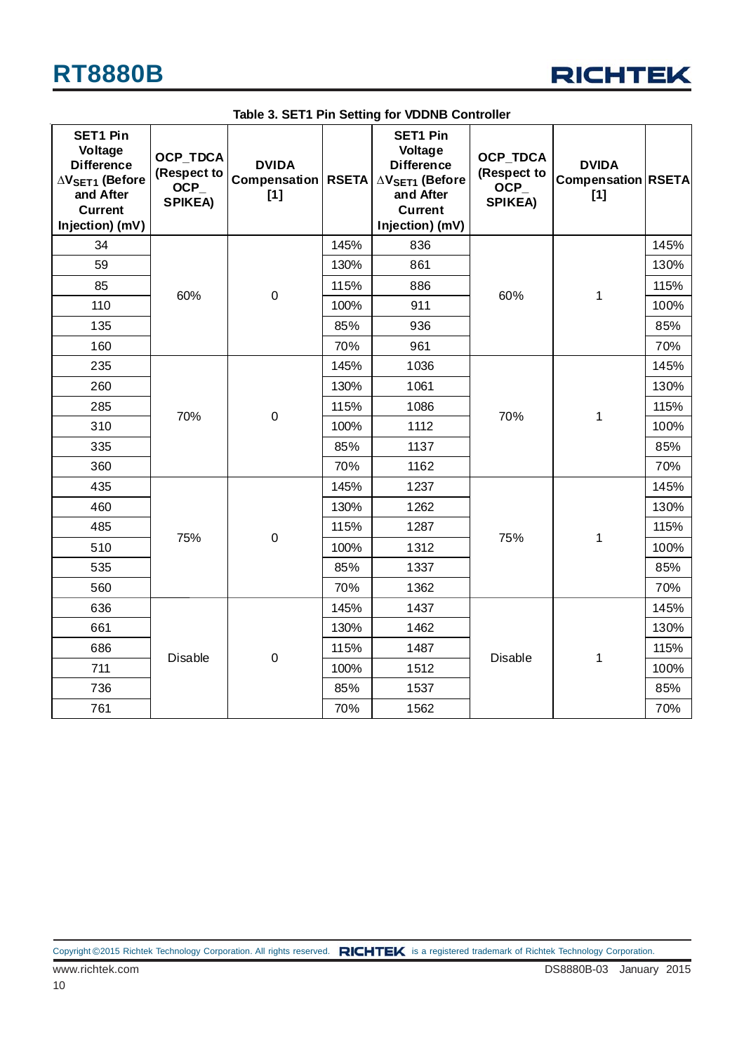Table 3. SET1 Pin Setting for VDDNB Controller

| SET1 Pin Voltage Difference $\Delta V_{SET1}$ (Before and After Current Injection) (mV) | OCP_TDCA (Respect to OCP_ SPIKEA) | DVIDA Compensation [1] | RSETA | SET1 Pin Voltage Difference $\Delta V_{SET1}$ (Before and After Current Injection) (mV) | OCP_TDCA (Respect to OCP_ SPIKEA) | DVIDA Compensation [1] | RSETA |
|---|---|---|---|---|---|---|---|
| 34 | 60% | 0 | 145% | 836 | 60% | 1 | 145% |
| 59 | | | 130% | 861 | | | 130% |
| 85 | | | 115% | 886 | | | 115% |
| 110 | | | 100% | 911 | | | 100% |
| 135 | | | 85% | 936 | | | 85% |
| 160 | | | 70% | 961 | | | 70% |
| 235 | 70% | 0 | 145% | 1036 | 70% | 1 | 145% |
| 260 | | | 130% | 1061 | | | 130% |
| 285 | | | 115% | 1086 | | | 115% |
| 310 | | | 100% | 1112 | | | 100% |
| 335 | | | 85% | 1137 | | | 85% |
| 360 | | | 70% | 1162 | | | 70% |
| 435 | 75% | 0 | 145% | 1237 | 75% | 1 | 145% |
| 460 | | | 130% | 1262 | | | 130% |
| 485 | | | 115% | 1287 | | | 115% |
| 510 | | | 100% | 1312 | | | 100% |
| 535 | | | 85% | 1337 | | | 85% |
| 560 | | | 70% | 1362 | | | 70% |
| 636 | Disable | 0 | 145% | 1437 | Disable | 1 | 145% |
| 661 | | | 130% | 1462 | | | 130% |
| 686 | | | 115% | 1487 | | | 115% |
| 711 | | | 100% | 1512 | | | 100% |
| 736 | | | 85% | 1537 | | | 85% |
| 761 | | | 70% | 1562 | | | 70% |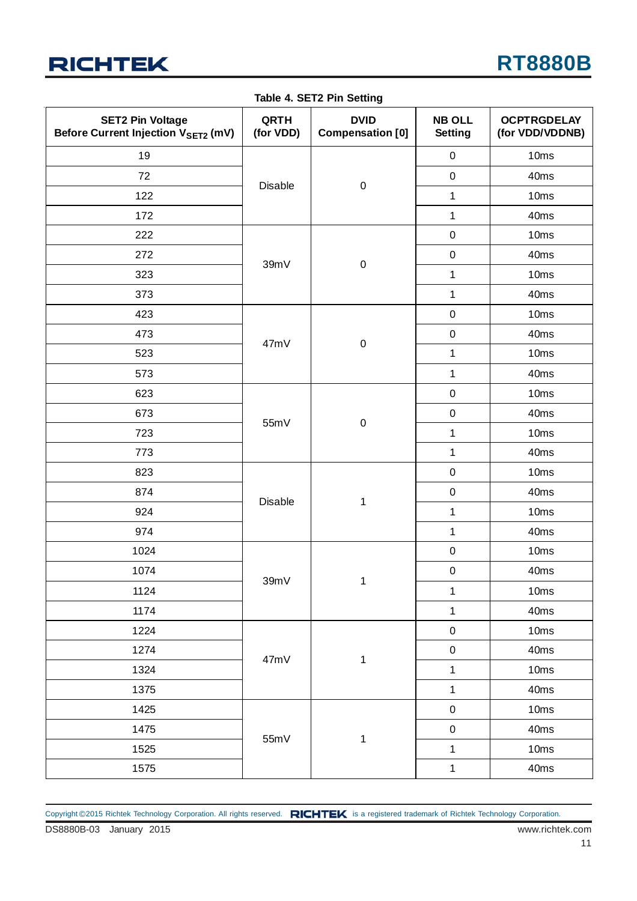Table 4. SET2 Pin Setting

| SET2 Pin Voltage Before Current Injection $V_{SET2}$ (mV) | QRTH (for VDD) | DVID Compensation [0] | NB OLL Setting | OCPTRGDELAY (for VDD/VDDNB) |
|---|---|---|---|---|
| 19 | Disable | 0 | 0 | 10ms |
| 72 | | | 0 | 40ms |
| 122 | | | 1 | 10ms |
| 172 | | | 1 | 40ms |
| 222 | 39mV | 0 | 0 | 10ms |
| 272 | | | 0 | 40ms |
| 323 | | | 1 | 10ms |
| 373 | | | 1 | 40ms |
| 423 | 47mV | 0 | 0 | 10ms |
| 473 | | | 0 | 40ms |
| 523 | | | 1 | 10ms |
| 573 | | | 1 | 40ms |
| 623 | 55mV | 0 | 0 | 10ms |
| 673 | | | 0 | 40ms |
| 723 | | | 1 | 10ms |
| 773 | | | 1 | 40ms |
| 823 | Disable | 1 | 0 | 10ms |
| 874 | | | 0 | 40ms |
| 924 | | | 1 | 10ms |
| 974 | | | 1 | 40ms |
| 1024 | 39mV | 1 | 0 | 10ms |
| 1074 | | | 0 | 40ms |
| 1124 | | | 1 | 10ms |
| 1174 | | | 1 | 40ms |
| 1224 | 47mV | 1 | 0 | 10ms |
| 1274 | | | 0 | 40ms |
| 1324 | | | 1 | 10ms |
| 1375 | | | 1 | 40ms |
| 1425 | 55mV | 1 | 0 | 10ms |
| 1475 | | | 0 | 40ms |
| 1525 | | | 1 | 10ms |
| 1575 | | | 1 | 40ms |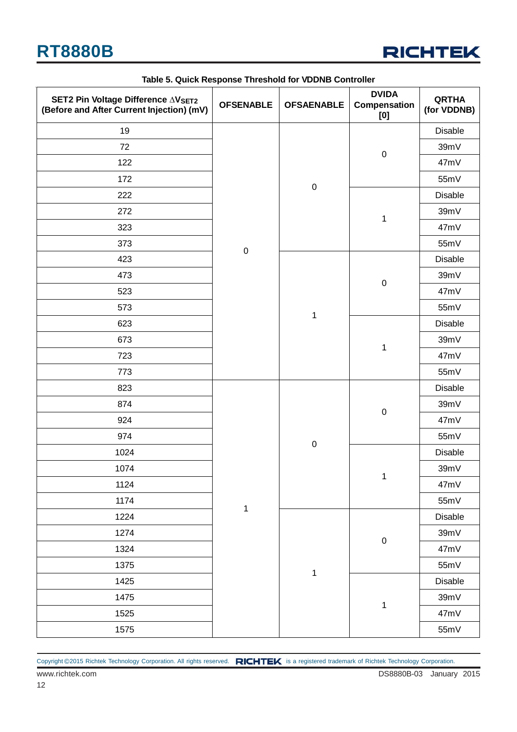Table 5. Quick Response Threshold for VDDNB Controller

| SET2 Pin Voltage Difference $\Delta V_{SET2}$ (Before and After Current Injection) (mV) | OFSENABLE | OFSAENABLE | DVIDA Compensation [0] | QRTHA (for VDDNB) |
|---|---|---|---|---|
| 19 | 0 | 0 | 0 | Disable |
| 72 | | | | 39mV |
| 122 | | | | 47mV |
| 172 | | | | 55mV |
| 222 | | | 1 | Disable |
| 272 | | | | 39mV |
| 323 | | | | 47mV |
| 373 | | | | 55mV |
| 423 | | 1 | 0 | Disable |
| 473 | | | | 39mV |
| 523 | | | | 47mV |
| 573 | | | | 55mV |
| 623 | | | 1 | Disable |
| 673 | | | | 39mV |
| 723 | | | | 47mV |
| 773 | | | | 55mV |
| 823 | 1 | 0 | 0 | Disable |
| 874 | | | | 39mV |
| 924 | | | | 47mV |
| 974 | | | | 55mV |
| 1024 | | | 1 | Disable |
| 1074 | | | | 39mV |
| 1124 | | | | 47mV |
| 1174 | | | | 55mV |
| 1224 | | 1 | 0 | Disable |
| 1274 | | | | 39mV |
| 1324 | | | | 47mV |
| 1375 | | | | 55mV |
| 1425 | | | 1 | Disable |
| 1475 | | | | 39mV |
| 1525 | | | | 47mV |
| 1575 | | | | 55mV |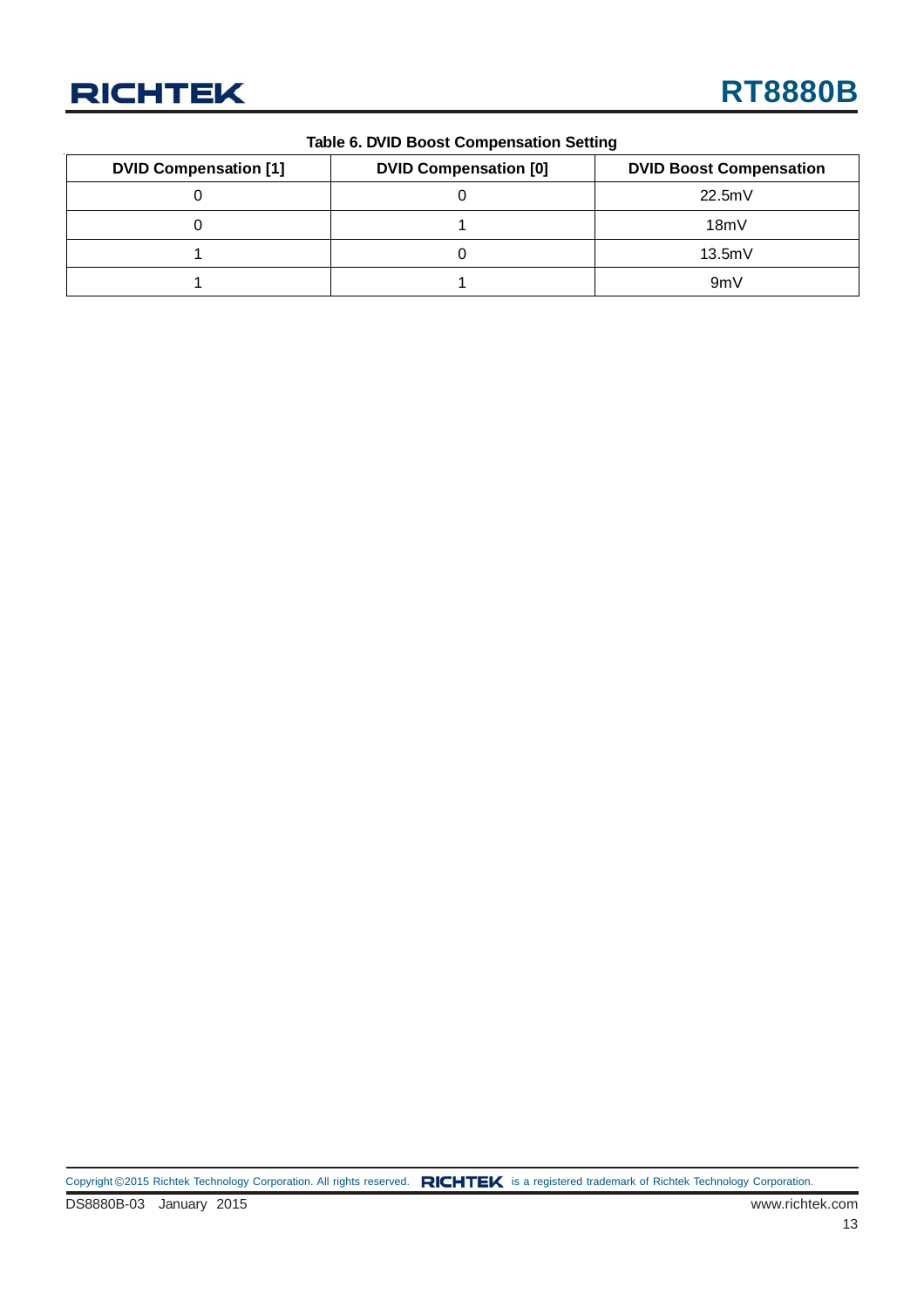**Table 6. DVID Boost Compensation Setting**

| DVID Compensation [1] | DVID Compensation [0] | DVID Boost Compensation |
|---|---|---|
| 0 | 0 | 22.5mV |
| 0 | 1 | 18mV |
| 1 | 0 | 13.5mV |
| 1 | 1 | 9mV |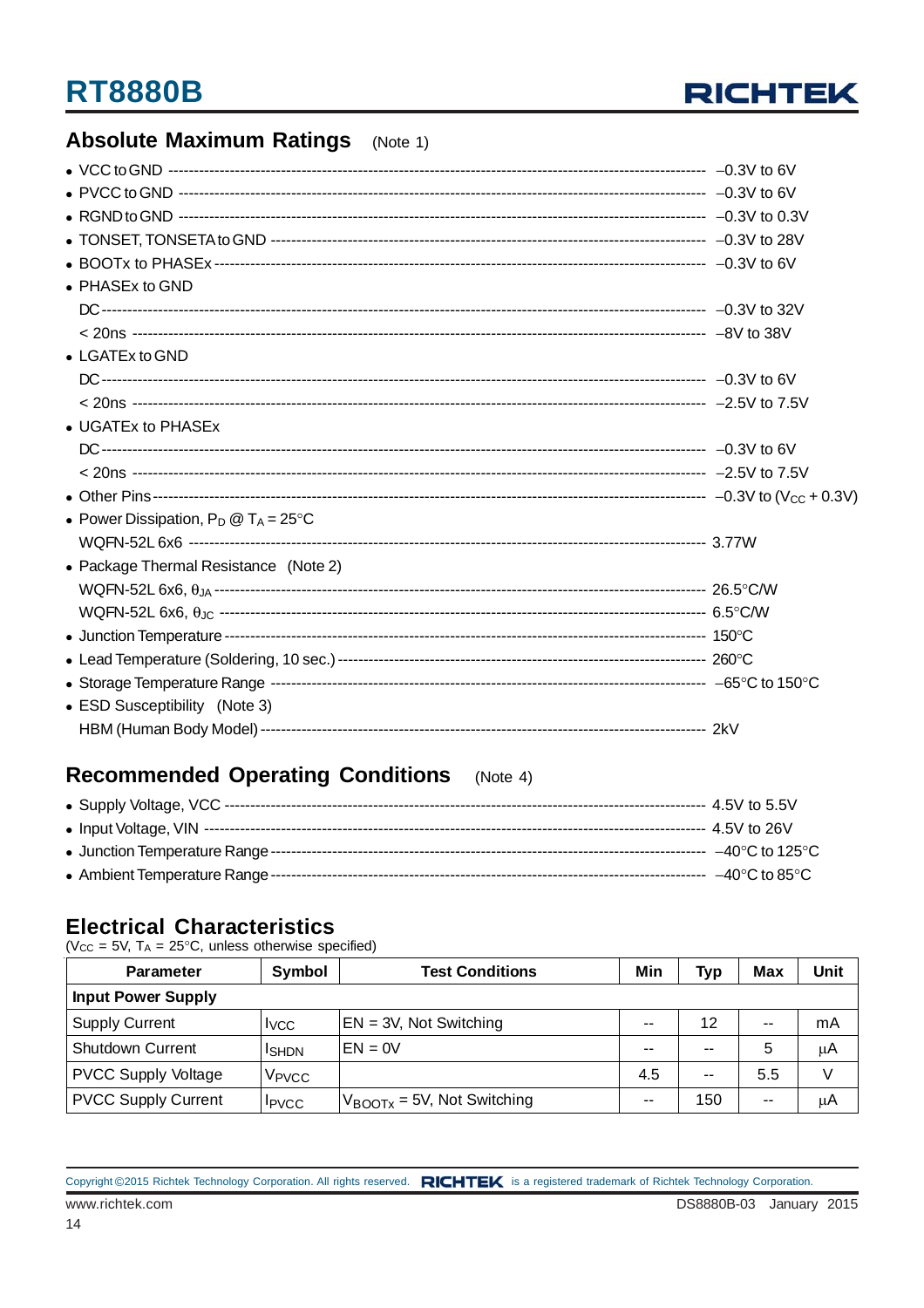## Absolute Maximum Ratings (Note 1)

- VCC to GND ---------------------------------------------------------------------------------------------------- –0.3V to 6V
- PVCC to GND ------------------------------------------------------------------------------------------------- –0.3V to 6V
- RGND to GND ------------------------------------------------------------------------------------------------- –0.3V to 0.3V
- TONSET, TONSETA to GND ------------------------------------------------------------------------------ –0.3V to 28V
- BOOTx to PHASEx ---------------------------------------------------------------------------------------- –0.3V to 6V
- PHASEx to GND
  DC ----------------------------------------------------------------------------------------------------------- –0.3V to 32V
  < 20ns ------------------------------------------------------------------------------------------------------ –8V to 38V
- LGATEx to GND
  DC ----------------------------------------------------------------------------------------------------------- –0.3V to 6V
  < 20ns ------------------------------------------------------------------------------------------------------ –2.5V to 7.5V
- UGATEx to PHASEx
  DC ----------------------------------------------------------------------------------------------------------- –0.3V to 6V
  < 20ns ------------------------------------------------------------------------------------------------------ –2.5V to 7.5V
- Other Pins ------------------------------------------------------------------------------------------------------- –0.3V to ($V_{CC}$ + 0.3V)
- Power Dissipation, $P_D$ @ $T_A$ = 25°C
  WQFN-52L 6x6 ------------------------------------------------------------------------------------------ 3.77W
- Package Thermal Resistance (Note 2)
  WQFN-52L 6x6, $\theta_{JA}$ ------------------------------------------------------------------------------- 26.5°C/W
  WQFN-52L 6x6, $\theta_{JC}$ ------------------------------------------------------------------------------- 6.5°C/W
- Junction Temperature ------------------------------------------------------------------------------------- 150°C
- Lead Temperature (Soldering, 10 sec.) ----------------------------------------------------------------- 260°C
- Storage Temperature Range ----------------------------------------------------------------------------- –65°C to 150°C
- ESD Susceptibility (Note 3)
  HBM (Human Body Model) ------------------------------------------------------------------------------- 2kV

## Recommended Operating Conditions (Note 4)

- Supply Voltage, VCC -------------------------------------------------------------------------------------- 4.5V to 5.5V
- Input Voltage, VIN ---------------------------------------------------------------------------------------- 4.5V to 26V
- Junction Temperature Range ---------------------------------------------------------------------------- –40°C to 125°C
- Ambient Temperature Range ----------------------------------------------------------------------------- –40°C to 85°C

## Electrical Characteristics

($V_{CC}$ = 5V, $T_A$ = 25°C, unless otherwise specified)

| Parameter | Symbol | Test Conditions | Min | Typ | Max | Unit |
|---|---|---|---|---|---|---|
| **Input Power Supply** | | | | | | |
| Supply Current | $I_{VCC}$ | EN = 3V, Not Switching | -- | 12 | -- | mA |
| Shutdown Current | $I_{SHDN}$ | EN = 0V | -- | -- | 5 | μA |
| PVCC Supply Voltage | $V_{PVCC}$ | | 4.5 | -- | 5.5 | V |
| PVCC Supply Current | $I_{PVCC}$ | $V_{BOOTx}$ = 5V, Not Switching | -- | 150 | -- | μA |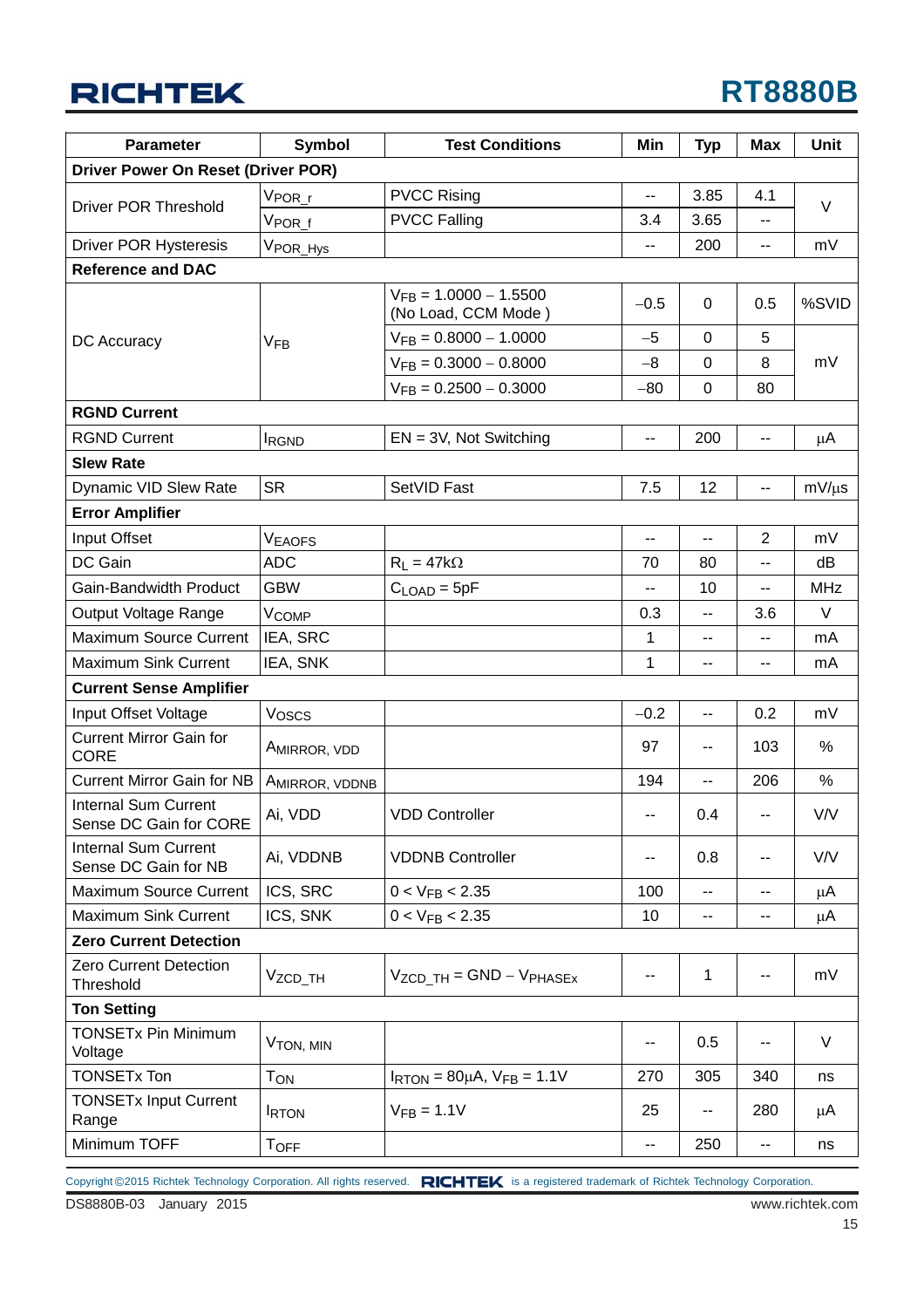| Parameter | Symbol | Test Conditions | Min | Typ | Max | Unit |
|---|---|---|---|---|---|---|
| **Driver Power On Reset (Driver POR)** | | | | | | |
| Driver POR Threshold | $V_{POR\_r}$ | PVCC Rising | -- | 3.85 | 4.1 | V |
| | $V_{POR\_f}$ | PVCC Falling | 3.4 | 3.65 | -- | |
| Driver POR Hysteresis | $V_{POR\_Hys}$ | | -- | 200 | -- | mV |
| **Reference and DAC** | | | | | | |
| DC Accuracy | $V_{FB}$ | $V_{FB}$ = 1.0000 − 1.5500 (No Load, CCM Mode ) | −0.5 | 0 | 0.5 | %SVID |
| | | $V_{FB}$ = 0.8000 − 1.0000 | −5 | 0 | 5 | mV |
| | | $V_{FB}$ = 0.3000 − 0.8000 | −8 | 0 | 8 | |
| | | $V_{FB}$ = 0.2500 − 0.3000 | −80 | 0 | 80 | |
| **RGND Current** | | | | | | |
| RGND Current | $I_{RGND}$ | EN = 3V, Not Switching | -- | 200 | -- | μA |
| **Slew Rate** | | | | | | |
| Dynamic VID Slew Rate | SR | SetVID Fast | 7.5 | 12 | -- | mV/μs |
| **Error Amplifier** | | | | | | |
| Input Offset | $V_{EAOFS}$ | | -- | -- | 2 | mV |
| DC Gain | ADC | $R_L$ = 47kΩ | 70 | 80 | -- | dB |
| Gain-Bandwidth Product | GBW | $C_{LOAD}$ = 5pF | -- | 10 | -- | MHz |
| Output Voltage Range | $V_{COMP}$ | | 0.3 | -- | 3.6 | V |
| Maximum Source Current | IEA, SRC | | 1 | -- | -- | mA |
| Maximum Sink Current | IEA, SNK | | 1 | -- | -- | mA |
| **Current Sense Amplifier** | | | | | | |
| Input Offset Voltage | $V_{OSCS}$ | | −0.2 | -- | 0.2 | mV |
| Current Mirror Gain for CORE | $A_{MIRROR, VDD}$ | | 97 | -- | 103 | % |
| Current Mirror Gain for NB | $A_{MIRROR, VDDNB}$ | | 194 | -- | 206 | % |
| Internal Sum Current Sense DC Gain for CORE | Ai, VDD | VDD Controller | -- | 0.4 | -- | V/V |
| Internal Sum Current Sense DC Gain for NB | Ai, VDDNB | VDDNB Controller | -- | 0.8 | -- | V/V |
| Maximum Source Current | ICS, SRC | 0 < $V_{FB}$ < 2.35 | 100 | -- | -- | μA |
| Maximum Sink Current | ICS, SNK | 0 < $V_{FB}$ < 2.35 | 10 | -- | -- | μA |
| **Zero Current Detection** | | | | | | |
| Zero Current Detection Threshold | $V_{ZCD\_TH}$ | $V_{ZCD\_TH}$ = GND − $V_{PHASEx}$ | -- | 1 | -- | mV |
| **Ton Setting** | | | | | | |
| TONSETx Pin Minimum Voltage | $V_{TON, MIN}$ | | -- | 0.5 | -- | V |
| TONSETx Ton | $T_{ON}$ | $I_{RTON}$ = 80μA, $V_{FB}$ = 1.1V | 270 | 305 | 340 | ns |
| TONSETx Input Current Range | $I_{RTON}$ | $V_{FB}$ = 1.1V | 25 | -- | 280 | μA |
| Minimum TOFF | $T_{OFF}$ | | -- | 250 | -- | ns |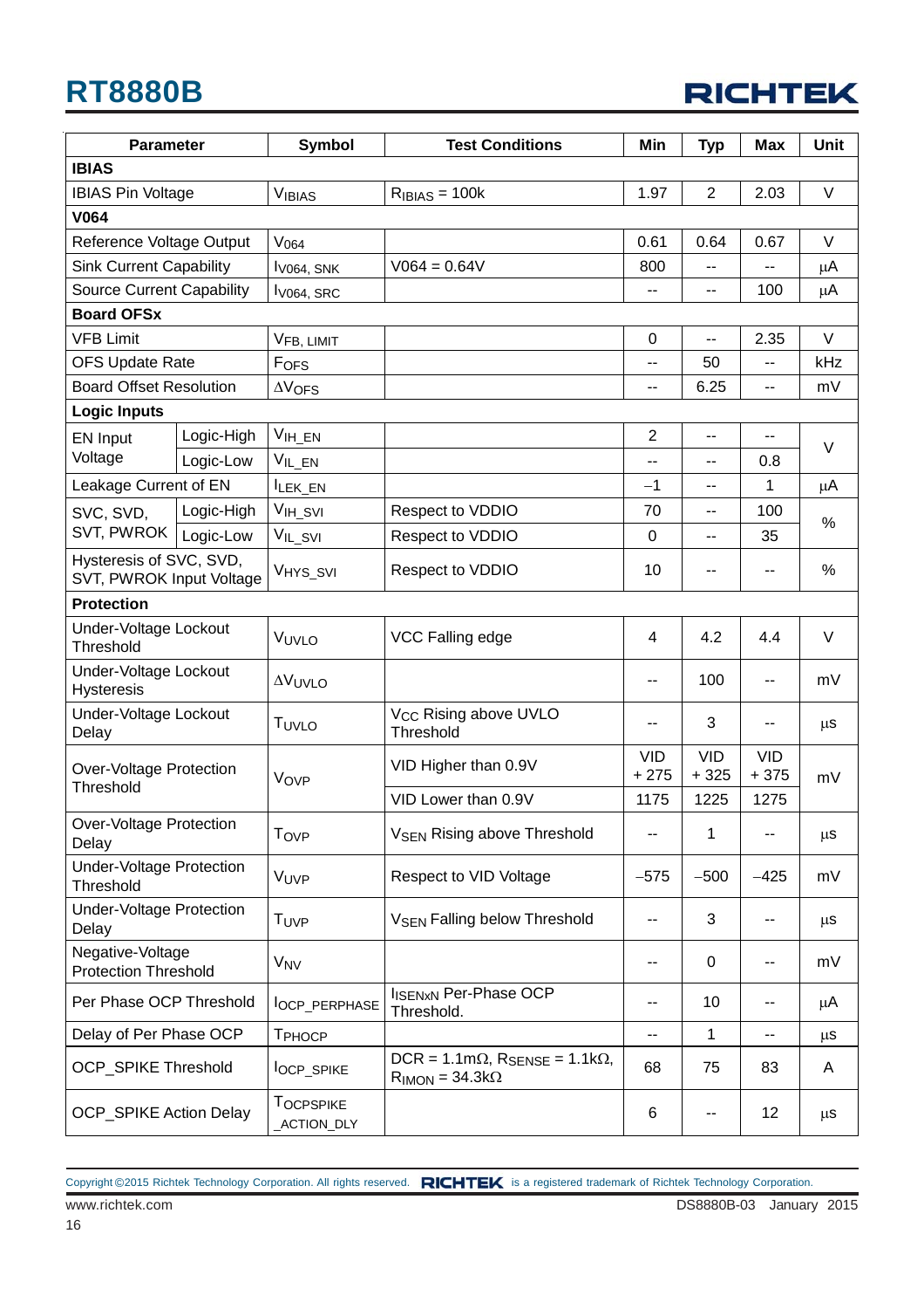| Parameter | | Symbol | Test Conditions | Min | Typ | Max | Unit |
|---|---|---|---|---|---|---|---|
| **IBIAS** | | | | | | | |
| IBIAS Pin Voltage | | $V_{IBIAS}$ | $R_{IBIAS}$ = 100k | 1.97 | 2 | 2.03 | V |
| **V064** | | | | | | | |
| Reference Voltage Output | | $V_{064}$ | | 0.61 | 0.64 | 0.67 | V |
| Sink Current Capability | | $I_{V064,\ SNK}$ | V064 = 0.64V | 800 | -- | -- | μA |
| Source Current Capability | | $I_{V064,\ SRC}$ | | -- | -- | 100 | μA |
| **Board OFSx** | | | | | | | |
| VFB Limit | | $V_{FB,\ LIMIT}$ | | 0 | -- | 2.35 | V |
| OFS Update Rate | | $F_{OFS}$ | | -- | 50 | -- | kHz |
| Board Offset Resolution | | $\Delta V_{OFS}$ | | -- | 6.25 | -- | mV |
| **Logic Inputs** | | | | | | | |
| EN Input Voltage | Logic-High | $V_{IH\_EN}$ | | 2 | -- | -- | V |
| | Logic-Low | $V_{IL\_EN}$ | | -- | -- | 0.8 | |
| Leakage Current of EN | | $I_{LEK\_EN}$ | | −1 | -- | 1 | μA |
| SVC, SVD, SVT, PWROK | Logic-High | $V_{IH\_SVI}$ | Respect to VDDIO | 70 | -- | 100 | % |
| | Logic-Low | $V_{IL\_SVI}$ | Respect to VDDIO | 0 | -- | 35 | |
| Hysteresis of SVC, SVD, SVT, PWROK Input Voltage | | $V_{HYS\_SVI}$ | Respect to VDDIO | 10 | -- | -- | % |
| **Protection** | | | | | | | |
| Under-Voltage Lockout Threshold | | $V_{UVLO}$ | VCC Falling edge | 4 | 4.2 | 4.4 | V |
| Under-Voltage Lockout Hysteresis | | $\Delta V_{UVLO}$ | | -- | 100 | -- | mV |
| Under-Voltage Lockout Delay | | $T_{UVLO}$ | $V_{CC}$ Rising above UVLO Threshold | -- | 3 | -- | μs |
| Over-Voltage Protection Threshold | | $V_{OVP}$ | VID Higher than 0.9V | VID + 275 | VID + 325 | VID + 375 | mV |
| | | | VID Lower than 0.9V | 1175 | 1225 | 1275 | |
| Over-Voltage Protection Delay | | $T_{OVP}$ | $V_{SEN}$ Rising above Threshold | -- | 1 | -- | μs |
| Under-Voltage Protection Threshold | | $V_{UVP}$ | Respect to VID Voltage | −575 | −500 | −425 | mV |
| Under-Voltage Protection Delay | | $T_{UVP}$ | $V_{SEN}$ Falling below Threshold | -- | 3 | -- | μs |
| Negative-Voltage Protection Threshold | | $V_{NV}$ | | -- | 0 | -- | mV |
| Per Phase OCP Threshold | | $I_{OCP\_PERPHASE}$ | $I_{SENxN}$ Per-Phase OCP Threshold. | -- | 10 | -- | μA |
| Delay of Per Phase OCP | | $T_{PHOCP}$ | | -- | 1 | -- | μs |
| OCP_SPIKE Threshold | | $I_{OCP\_SPIKE}$ | DCR = 1.1mΩ, $R_{SENSE}$ = 1.1kΩ, $R_{IMON}$ = 34.3kΩ | 68 | 75 | 83 | A |
| OCP_SPIKE Action Delay | | $T_{OCPSPIKE\_ACTION\_DLY}$ | | 6 | -- | 12 | μs |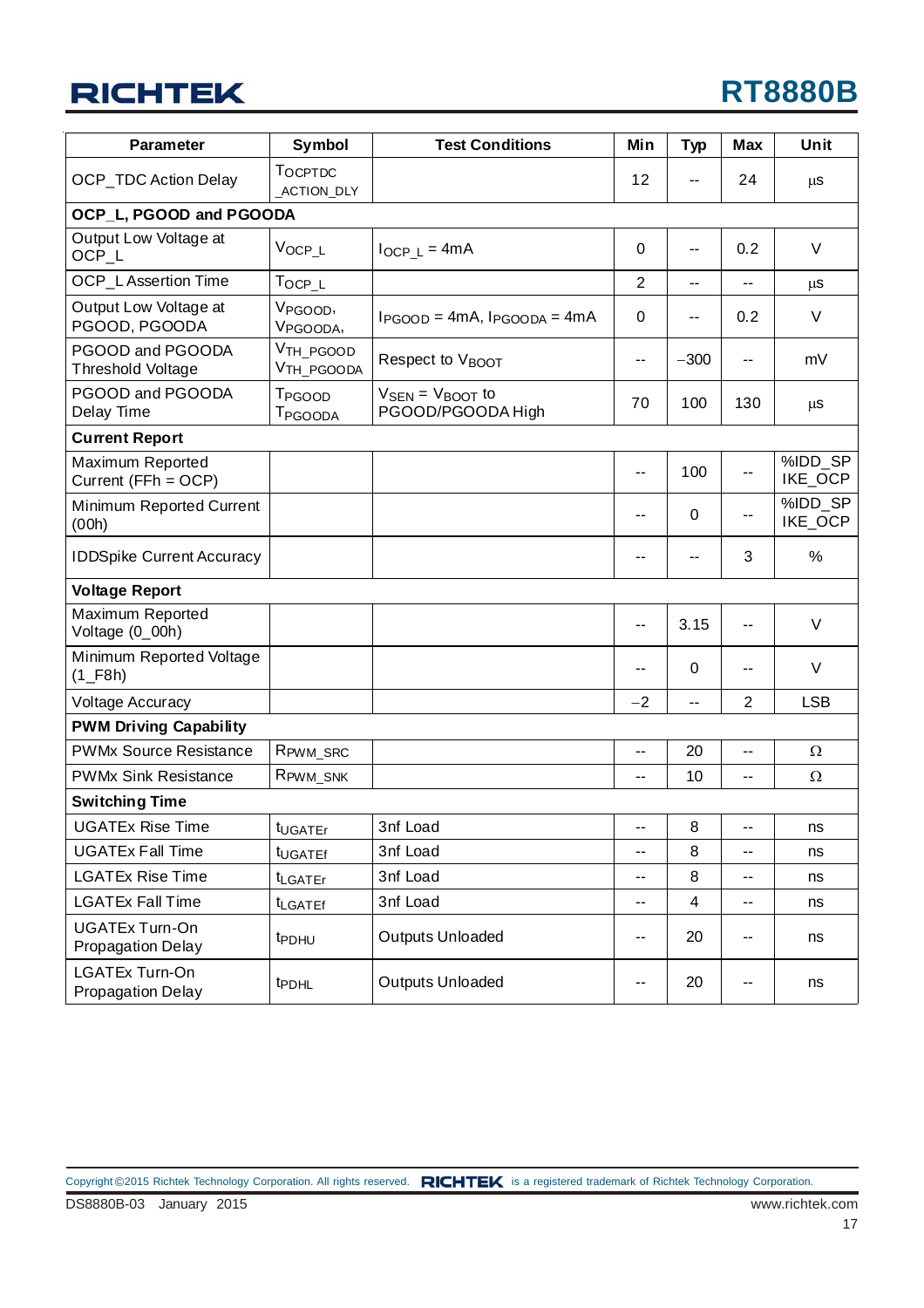| Parameter | Symbol | Test Conditions | Min | Typ | Max | Unit |
|---|---|---|---|---|---|---|
| OCP_TDC Action Delay | $T_{OCPTDC\_ACTION\_DLY}$ | | 12 | -- | 24 | μs |
| **OCP_L, PGOOD and PGOODA** | | | | | | |
| Output Low Voltage at OCP_L | $V_{OCP\_L}$ | $I_{OCP\_L}$ = 4mA | 0 | -- | 0.2 | V |
| OCP_L Assertion Time | $T_{OCP\_L}$ | | 2 | -- | -- | μs |
| Output Low Voltage at PGOOD, PGOODA | $V_{PGOOD}$, $V_{PGOODA}$, | $I_{PGOOD}$ = 4mA, $I_{PGOODA}$ = 4mA | 0 | -- | 0.2 | V |
| PGOOD and PGOODA Threshold Voltage | $V_{TH\_PGOOD}$ $V_{TH\_PGOODA}$ | Respect to $V_{BOOT}$ | -- | −300 | -- | mV |
| PGOOD and PGOODA Delay Time | $T_{PGOOD}$ $T_{PGOODA}$ | $V_{SEN}$ = $V_{BOOT}$ to PGOOD/PGOODA High | 70 | 100 | 130 | μs |
| **Current Report** | | | | | | |
| Maximum Reported Current (FFh = OCP) | | | -- | 100 | -- | %IDD_SPIKE_OCP |
| Minimum Reported Current (00h) | | | -- | 0 | -- | %IDD_SPIKE_OCP |
| IDDSpike Current Accuracy | | | -- | -- | 3 | % |
| **Voltage Report** | | | | | | |
| Maximum Reported Voltage (0_00h) | | | -- | 3.15 | -- | V |
| Minimum Reported Voltage (1_F8h) | | | -- | 0 | -- | V |
| Voltage Accuracy | | | −2 | -- | 2 | LSB |
| **PWM Driving Capability** | | | | | | |
| PWMx Source Resistance | $R_{PWM\_SRC}$ | | -- | 20 | -- | Ω |
| PWMx Sink Resistance | $R_{PWM\_SNK}$ | | -- | 10 | -- | Ω |
| **Switching Time** | | | | | | |
| UGATEx Rise Time | $t_{UGATEr}$ | 3nf Load | -- | 8 | -- | ns |
| UGATEx Fall Time | $t_{UGATEf}$ | 3nf Load | -- | 8 | -- | ns |
| LGATEx Rise Time | $t_{LGATEr}$ | 3nf Load | -- | 8 | -- | ns |
| LGATEx Fall Time | $t_{LGATEf}$ | 3nf Load | -- | 4 | -- | ns |
| UGATEx Turn-On Propagation Delay | $t_{PDHU}$ | Outputs Unloaded | -- | 20 | -- | ns |
| LGATEx Turn-On Propagation Delay | $t_{PDHL}$ | Outputs Unloaded | -- | 20 | -- | ns |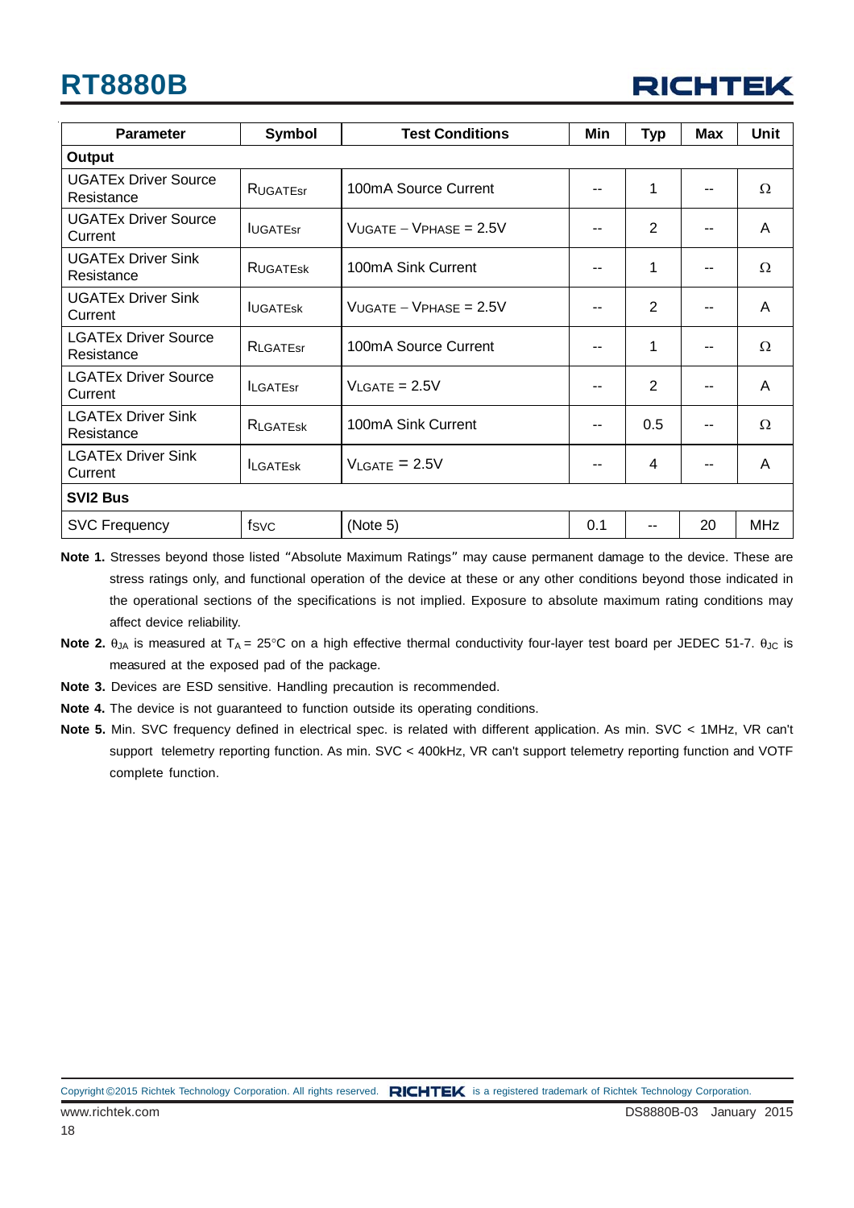| Parameter | Symbol | Test Conditions | Min | Typ | Max | Unit |
|---|---|---|---|---|---|---|
| **Output** | | | | | | |
| UGATEx Driver Source Resistance | $R_{UGATEsr}$ | 100mA Source Current | -- | 1 | -- | Ω |
| UGATEx Driver Source Current | $I_{UGATEsr}$ | $V_{UGATE} - V_{PHASE} = 2.5V$ | -- | 2 | -- | A |
| UGATEx Driver Sink Resistance | $R_{UGATEsk}$ | 100mA Sink Current | -- | 1 | -- | Ω |
| UGATEx Driver Sink Current | $I_{UGATEsk}$ | $V_{UGATE} - V_{PHASE} = 2.5V$ | -- | 2 | -- | A |
| LGATEx Driver Source Resistance | $R_{LGATEsr}$ | 100mA Source Current | -- | 1 | -- | Ω |
| LGATEx Driver Source Current | $I_{LGATEsr}$ | $V_{LGATE} = 2.5V$ | -- | 2 | -- | A |
| LGATEx Driver Sink Resistance | $R_{LGATEsk}$ | 100mA Sink Current | -- | 0.5 | -- | Ω |
| LGATEx Driver Sink Current | $I_{LGATEsk}$ | $V_{LGATE} = 2.5V$ | -- | 4 | -- | A |
| **SVI2 Bus** | | | | | | |
| SVC Frequency | $f_{SVC}$ | (Note 5) | 0.1 | -- | 20 | MHz |

**Note 1.** Stresses beyond those listed "Absolute Maximum Ratings" may cause permanent damage to the device. These are stress ratings only, and functional operation of the device at these or any other conditions beyond those indicated in the operational sections of the specifications is not implied. Exposure to absolute maximum rating conditions may affect device reliability.

**Note 2.** $\theta_{JA}$ is measured at $T_A = 25°C$ on a high effective thermal conductivity four-layer test board per JEDEC 51-7. $\theta_{JC}$ is measured at the exposed pad of the package.

**Note 3.** Devices are ESD sensitive. Handling precaution is recommended.

**Note 4.** The device is not guaranteed to function outside its operating conditions.

**Note 5.** Min. SVC frequency defined in electrical spec. is related with different application. As min. SVC < 1MHz, VR can't support telemetry reporting function. As min. SVC < 400kHz, VR can't support telemetry reporting function and VOTF complete function.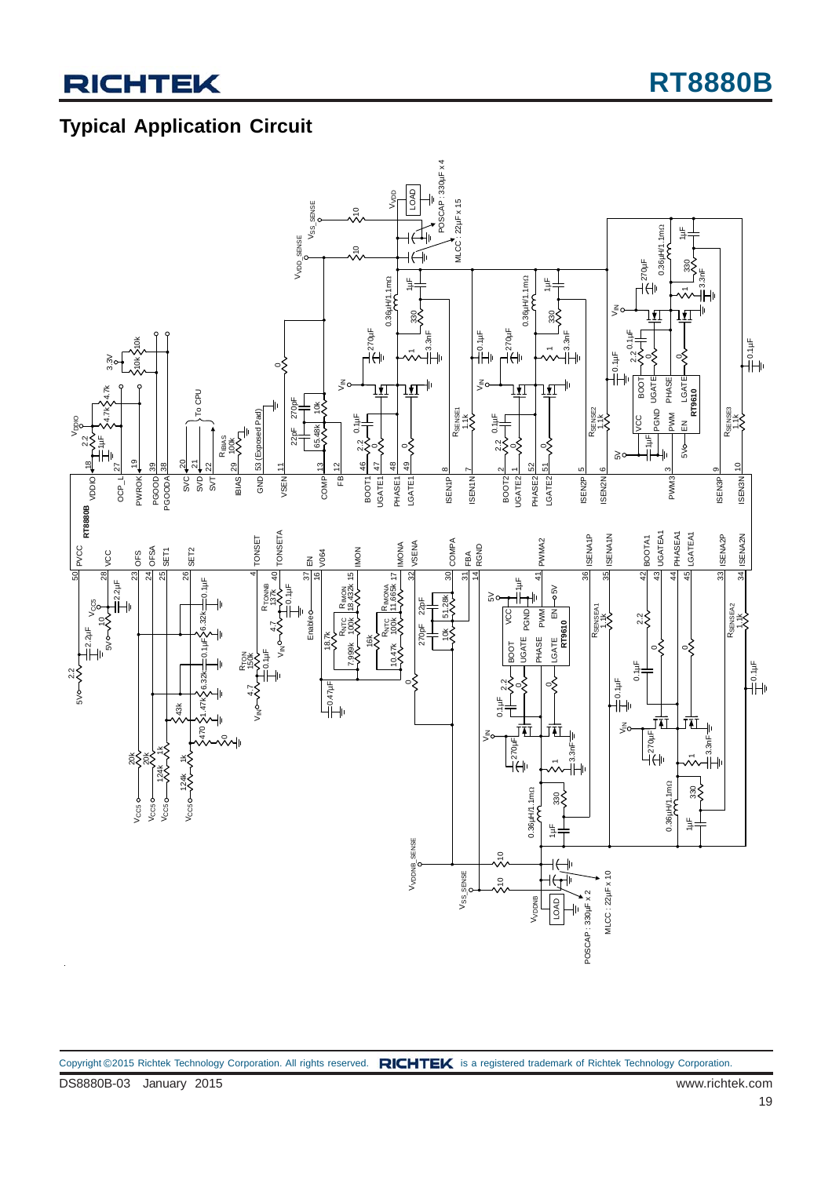## Typical Application Circuit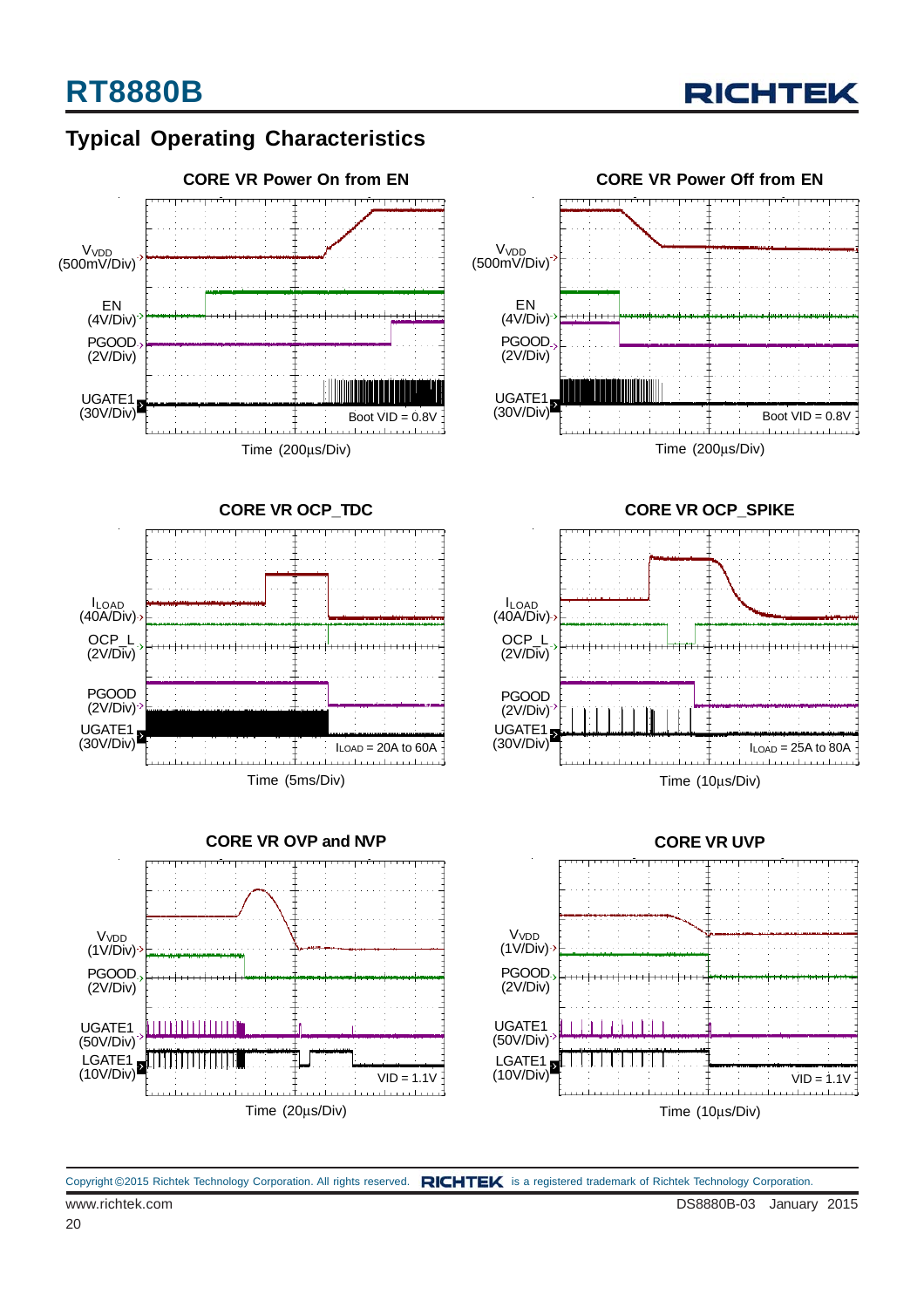## Typical Operating Characteristics

**CORE VR Power On from EN**

$V_{VDD}$ (500mV/Div)
EN (4V/Div)
PGOOD (2V/Div)
UGATE1 (30V/Div)

Boot VID = 0.8V

Time (200μs/Div)

**CORE VR Power Off from EN**

$V_{VDD}$ (500mV/Div)
EN (4V/Div)
PGOOD (2V/Div)
UGATE1 (30V/Div)

Boot VID = 0.8V

Time (200μs/Div)

**CORE VR OCP_TDC**

$I_{LOAD}$ (40A/Div)
OCP_L (2V/Div)
PGOOD (2V/Div)
UGATE1 (30V/Div)

$I_{LOAD}$ = 20A to 60A

Time (5ms/Div)

**CORE VR OCP_SPIKE**

$I_{LOAD}$ (40A/Div)
OCP_L (2V/Div)
PGOOD (2V/Div)
UGATE1 (30V/Div)

$I_{LOAD}$ = 25A to 80A

Time (10μs/Div)

**CORE VR OVP and NVP**

$V_{VDD}$ (1V/Div)
PGOOD (2V/Div)
UGATE1 (50V/Div)
LGATE1 (10V/Div)

VID = 1.1V

Time (20μs/Div)

**CORE VR UVP**

$V_{VDD}$ (1V/Div)
PGOOD (2V/Div)
UGATE1 (50V/Div)
LGATE1 (10V/Div)

VID = 1.1V

Time (10μs/Div)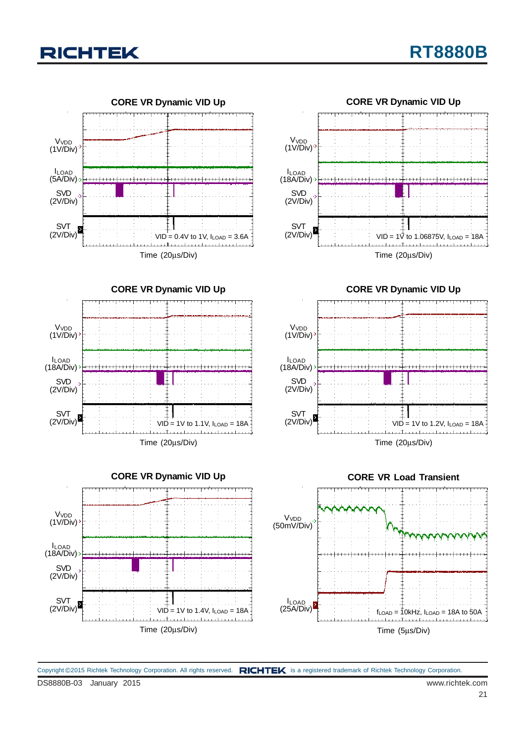**CORE VR Dynamic VID Up**

$V_{VDD}$ (1V/Div)

$I_{LOAD}$ (5A/Div)

SVD (2V/Div)

SVT (2V/Div)

VID = 0.4V to 1V, $I_{LOAD}$ = 3.6A

Time (20μs/Div)

**CORE VR Dynamic VID Up**

$V_{VDD}$ (1V/Div)

$I_{LOAD}$ (18A/Div)

SVD (2V/Div)

SVT (2V/Div)

VID = 1V to 1.06875V, $I_{LOAD}$ = 18A

Time (20μs/Div)

**CORE VR Dynamic VID Up**

$V_{VDD}$ (1V/Div)

$I_{LOAD}$ (18A/Div)

SVD (2V/Div)

SVT (2V/Div)

VID = 1V to 1.1V, $I_{LOAD}$ = 18A

Time (20μs/Div)

**CORE VR Dynamic VID Up**

$V_{VDD}$ (1V/Div)

$I_{LOAD}$ (18A/Div)

SVD (2V/Div)

SVT (2V/Div)

VID = 1V to 1.2V, $I_{LOAD}$ = 18A

Time (20μs/Div)

**CORE VR Dynamic VID Up**

$V_{VDD}$ (1V/Div)

$I_{LOAD}$ (18A/Div)

SVD (2V/Div)

SVT (2V/Div)

VID = 1V to 1.4V, $I_{LOAD}$ = 18A

Time (20μs/Div)

**CORE VR Load Transient**

$V_{VDD}$ (50mV/Div)

$I_{LOAD}$ (25A/Div)

$f_{LOAD}$ = 10kHz, $I_{LOAD}$ = 18A to 50A

Time (5μs/Div)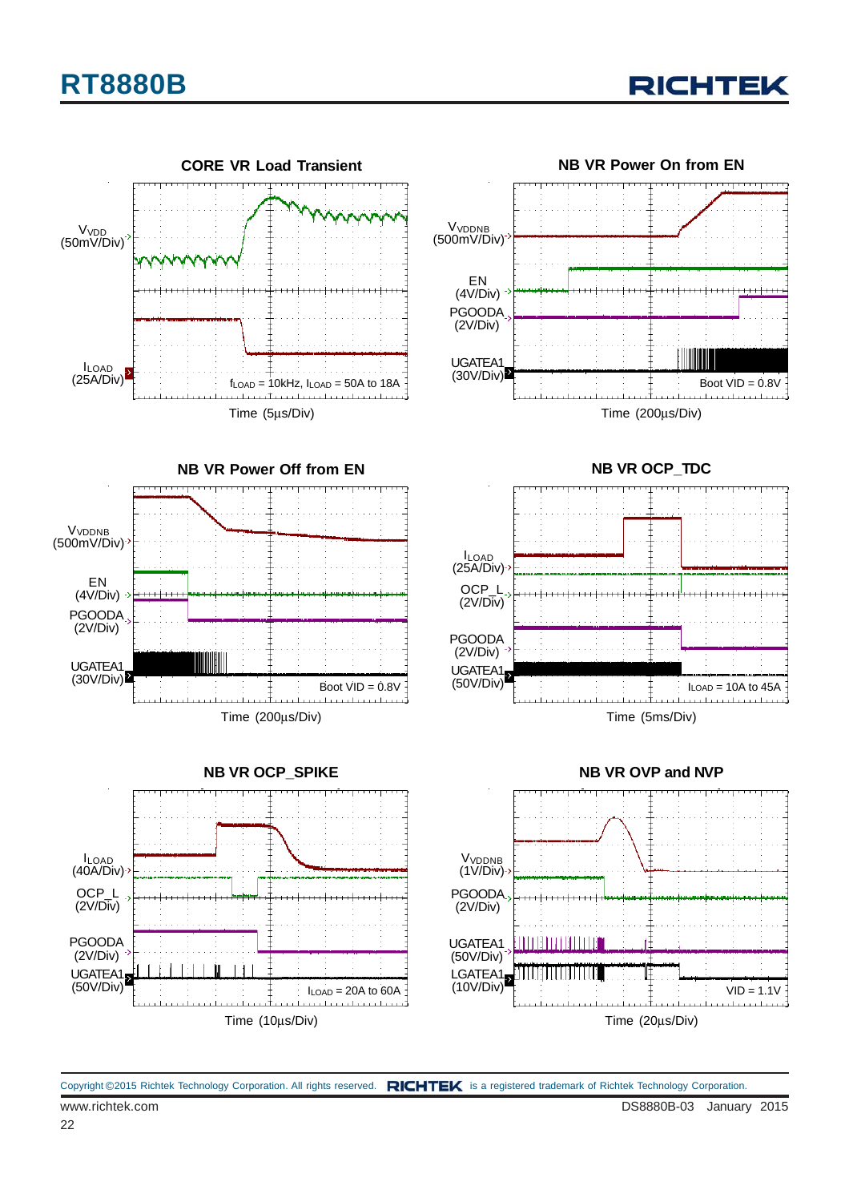**CORE VR Load Transient**

$V_{VDD}$ (50mV/Div)

$I_{LOAD}$ (25A/Div)

$f_{LOAD}$ = 10kHz, $I_{LOAD}$ = 50A to 18A

Time (5μs/Div)

**NB VR Power On from EN**

$V_{VDDNB}$ (500mV/Div)

EN (4V/Div)

PGOODA (2V/Div)

UGATEA1 (30V/Div)

Boot VID = 0.8V

Time (200μs/Div)

**NB VR Power Off from EN**

$V_{VDDNB}$ (500mV/Div)

EN (4V/Div)

PGOODA (2V/Div)

UGATEA1 (30V/Div)

Boot VID = 0.8V

Time (200μs/Div)

**NB VR OCP_TDC**

$I_{LOAD}$ (25A/Div)

OCP_L (2V/Div)

PGOODA (2V/Div)

UGATEA1 (50V/Div)

$I_{LOAD}$ = 10A to 45A

Time (5ms/Div)

**NB VR OCP_SPIKE**

$I_{LOAD}$ (40A/Div)

OCP_L (2V/Div)

PGOODA (2V/Div)

UGATEA1 (50V/Div)

$I_{LOAD}$ = 20A to 60A

Time (10μs/Div)

**NB VR OVP and NVP**

$V_{VDDNB}$ (1V/Div)

PGOODA (2V/Div)

UGATEA1 (50V/Div)

LGATEA1 (10V/Div)

VID = 1.1V

Time (20μs/Div)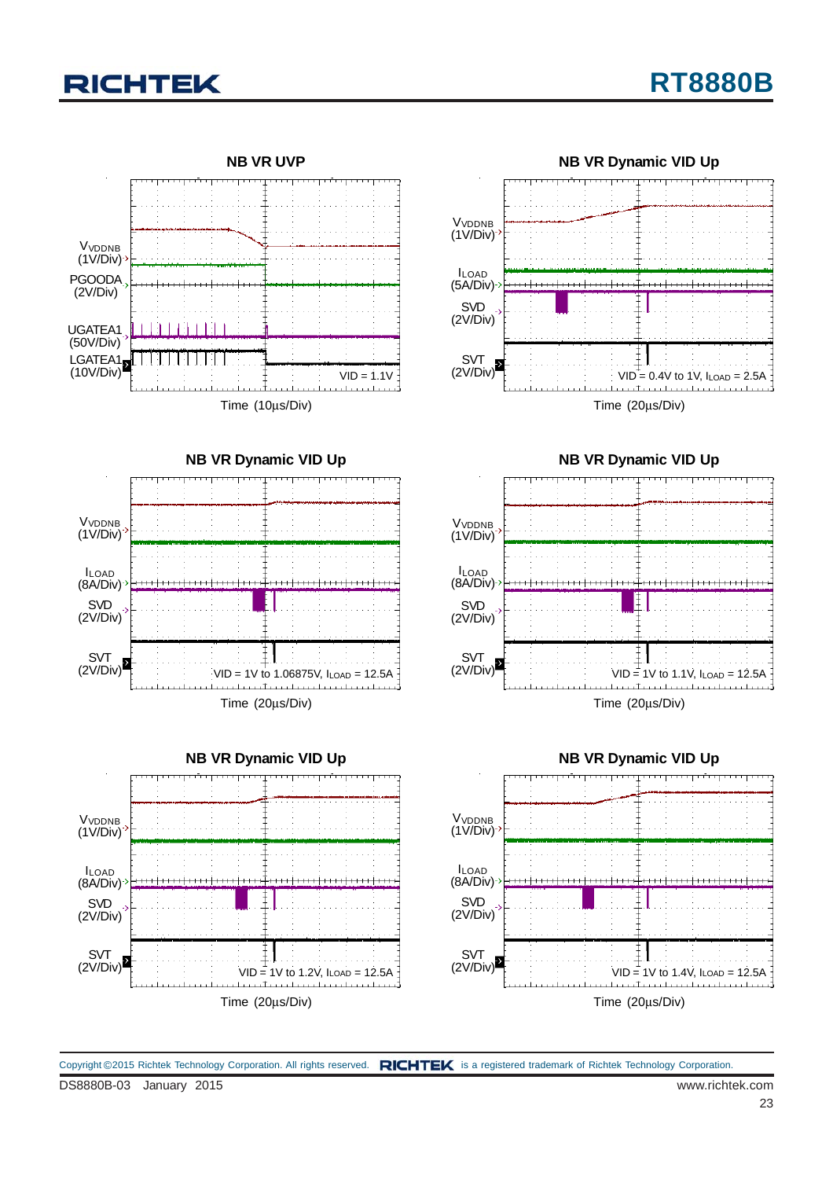### NB VR UVP

$V_{VDDNB}$ (1V/Div)

PGOODA (2V/Div)

UGATEA1 (50V/Div)

LGATEA1 (10V/Div)

VID = 1.1V

Time (10μs/Div)

### NB VR Dynamic VID Up

$V_{VDDNB}$ (1V/Div)

$I_{LOAD}$ (5A/Div)

SVD (2V/Div)

SVT (2V/Div)

VID = 0.4V to 1V, $I_{LOAD}$ = 2.5A

Time (20μs/Div)

### NB VR Dynamic VID Up

$V_{VDDNB}$ (1V/Div)

$I_{LOAD}$ (8A/Div)

SVD (2V/Div)

SVT (2V/Div)

VID = 1V to 1.06875V, $I_{LOAD}$ = 12.5A

Time (20μs/Div)

### NB VR Dynamic VID Up

$V_{VDDNB}$ (1V/Div)

$I_{LOAD}$ (8A/Div)

SVD (2V/Div)

SVT (2V/Div)

VID = 1V to 1.1V, $I_{LOAD}$ = 12.5A

Time (20μs/Div)

### NB VR Dynamic VID Up

$V_{VDDNB}$ (1V/Div)

$I_{LOAD}$ (8A/Div)

SVD (2V/Div)

SVT (2V/Div)

VID = 1V to 1.2V, $I_{LOAD}$ = 12.5A

Time (20μs/Div)

### NB VR Dynamic VID Up

$V_{VDDNB}$ (1V/Div)

$I_{LOAD}$ (8A/Div)

SVD (2V/Div)

SVT (2V/Div)

VID = 1V to 1.4V, $I_{LOAD}$ = 12.5A

Time (20μs/Div)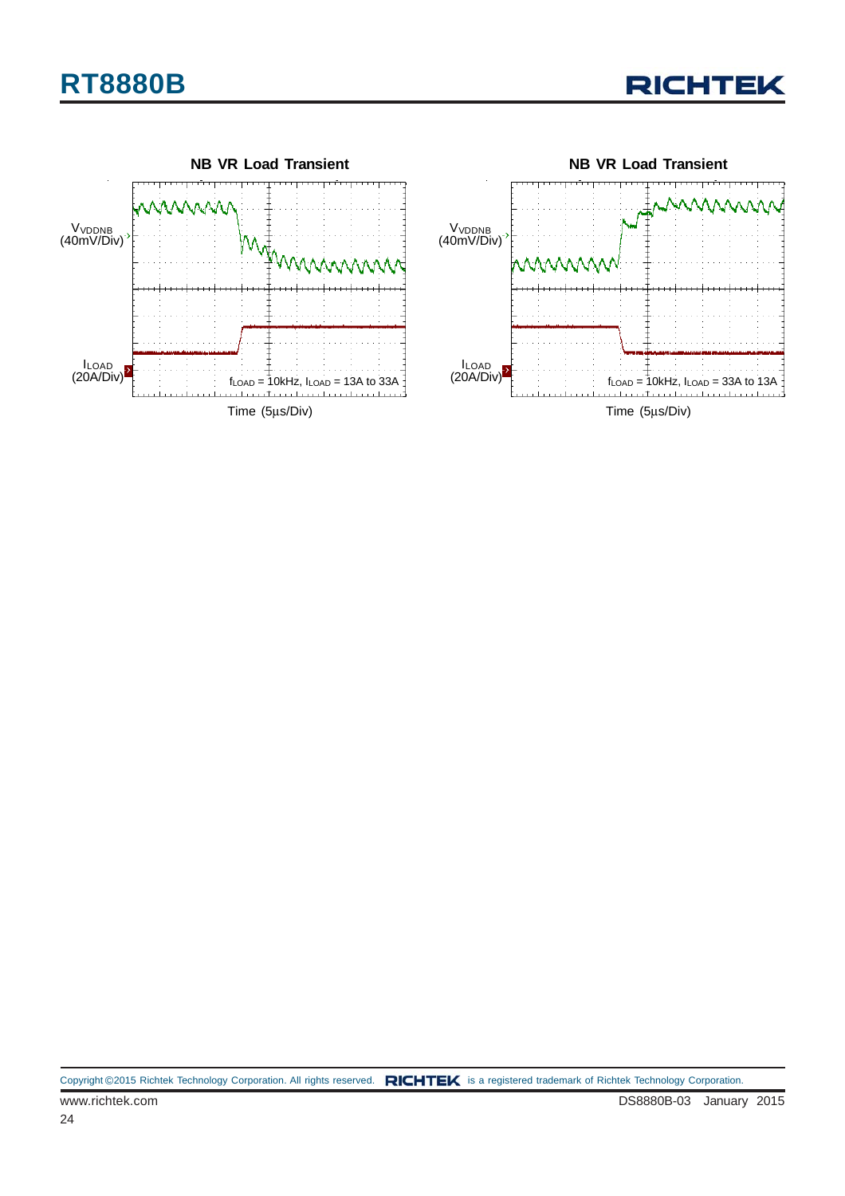**NB VR Load Transient**

$V_{VDDNB}$ (40mV/Div)

$I_{LOAD}$ (20A/Div)

$f_{LOAD}$ = 10kHz, $I_{LOAD}$ = 13A to 33A

Time (5μs/Div)

**NB VR Load Transient**

$V_{VDDNB}$ (40mV/Div)

$I_{LOAD}$ (20A/Div)

$f_{LOAD}$ = 10kHz, $I_{LOAD}$ = 33A to 13A

Time (5μs/Div)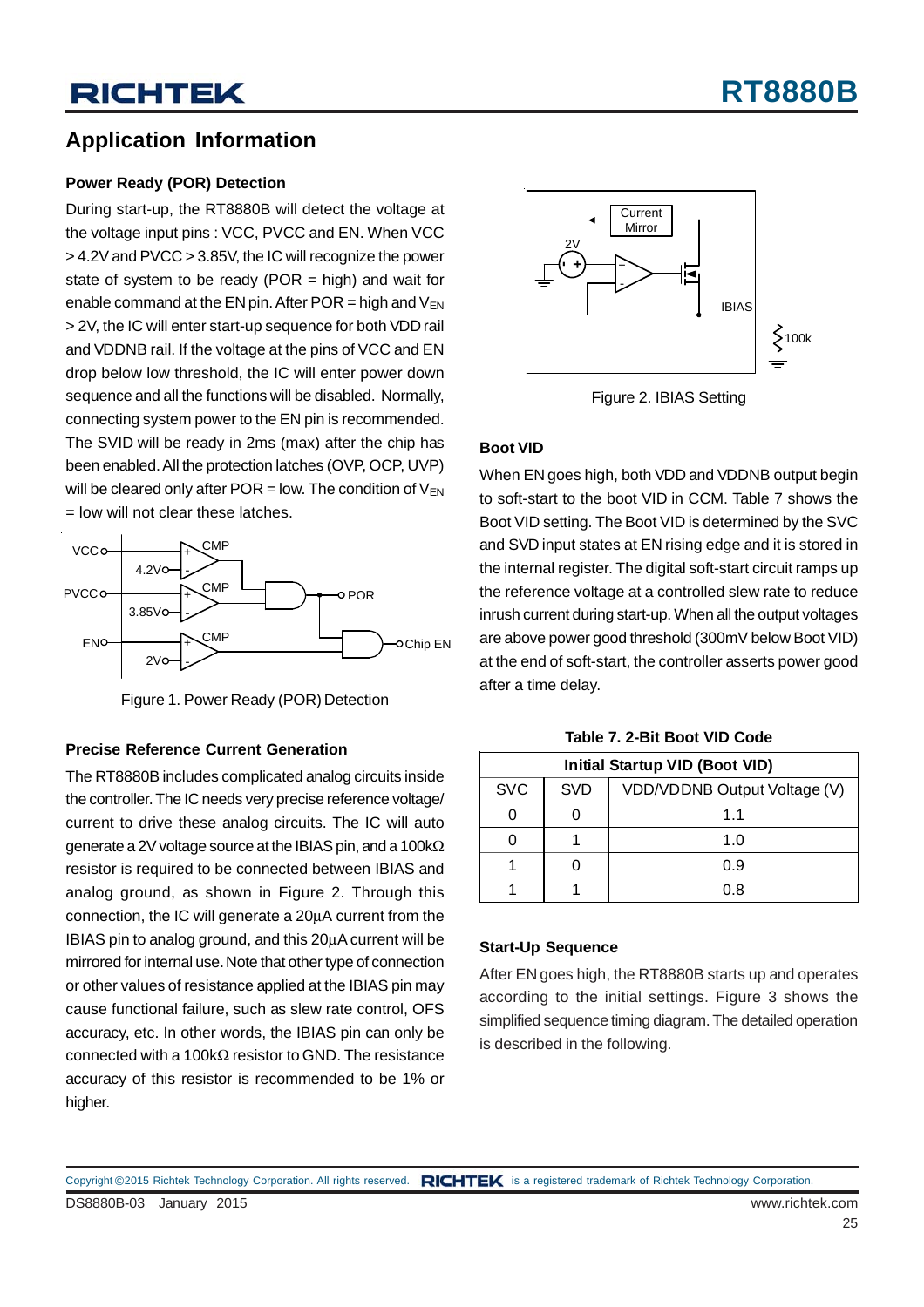## Application Information

### Power Ready (POR) Detection

During start-up, the RT8880B will detect the voltage at the voltage input pins : VCC, PVCC and EN. When VCC > 4.2V and PVCC > 3.85V, the IC will recognize the power state of system to be ready (POR = high) and wait for enable command at the EN pin. After POR = high and $V_{EN}$ > 2V, the IC will enter start-up sequence for both VDD rail and VDDNB rail. If the voltage at the pins of VCC and EN drop below low threshold, the IC will enter power down sequence and all the functions will be disabled. Normally, connecting system power to the EN pin is recommended. The SVID will be ready in 2ms (max) after the chip has been enabled. All the protection latches (OVP, OCP, UVP) will be cleared only after POR = low. The condition of $V_{EN}$ = low will not clear these latches.

Figure 1. Power Ready (POR) Detection

### Precise Reference Current Generation

The RT8880B includes complicated analog circuits inside the controller. The IC needs very precise reference voltage/ current to drive these analog circuits. The IC will auto generate a 2V voltage source at the IBIAS pin, and a 100kΩ resistor is required to be connected between IBIAS and analog ground, as shown in Figure 2. Through this connection, the IC will generate a 20μA current from the IBIAS pin to analog ground, and this 20μA current will be mirrored for internal use. Note that other type of connection or other values of resistance applied at the IBIAS pin may cause functional failure, such as slew rate control, OFS accuracy, etc. In other words, the IBIAS pin can only be connected with a 100kΩ resistor to GND. The resistance accuracy of this resistor is recommended to be 1% or higher.

Figure 2. IBIAS Setting

### Boot VID

When EN goes high, both VDD and VDDNB output begin to soft-start to the boot VID in CCM. Table 7 shows the Boot VID setting. The Boot VID is determined by the SVC and SVD input states at EN rising edge and it is stored in the internal register. The digital soft-start circuit ramps up the reference voltage at a controlled slew rate to reduce inrush current during start-up. When all the output voltages are above power good threshold (300mV below Boot VID) at the end of soft-start, the controller asserts power good after a time delay.

**Table 7. 2-Bit Boot VID Code**

| Initial Startup VID (Boot VID) | | |
|---|---|---|
| SVC | SVD | VDD/VDDNB Output Voltage (V) |
| 0 | 0 | 1.1 |
| 0 | 1 | 1.0 |
| 1 | 0 | 0.9 |
| 1 | 1 | 0.8 |

### Start-Up Sequence

After EN goes high, the RT8880B starts up and operates according to the initial settings. Figure 3 shows the simplified sequence timing diagram. The detailed operation is described in the following.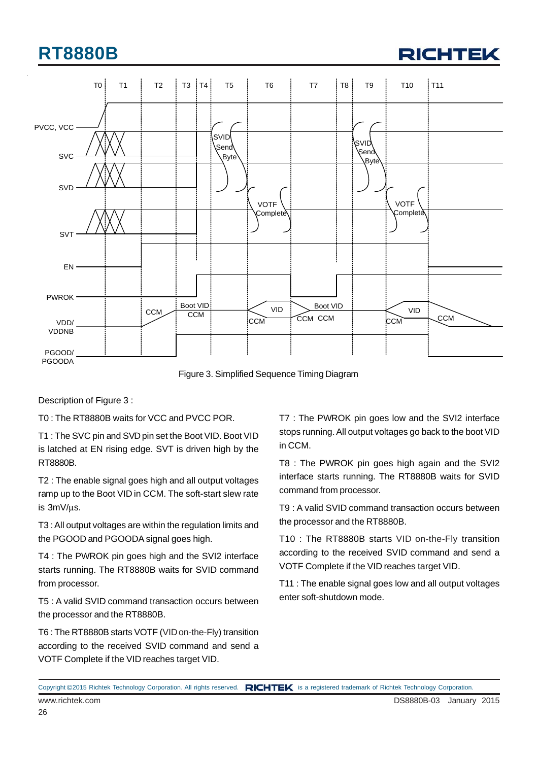Figure 3. Simplified Sequence Timing Diagram

Description of Figure 3 :

T0 : The RT8880B waits for VCC and PVCC POR.

T1 : The SVC pin and SVD pin set the Boot VID. Boot VID is latched at EN rising edge. SVT is driven high by the RT8880B.

T2 : The enable signal goes high and all output voltages ramp up to the Boot VID in CCM. The soft-start slew rate is 3mV/μs.

T3 : All output voltages are within the regulation limits and the PGOOD and PGOODA signal goes high.

T4 : The PWROK pin goes high and the SVI2 interface starts running. The RT8880B waits for SVID command from processor.

T5 : A valid SVID command transaction occurs between the processor and the RT8880B.

T6 : The RT8880B starts VOTF (VID on-the-Fly) transition according to the received SVID command and send a VOTF Complete if the VID reaches target VID.

T7 : The PWROK pin goes low and the SVI2 interface stops running. All output voltages go back to the boot VID in CCM.

T8 : The PWROK pin goes high again and the SVI2 interface starts running. The RT8880B waits for SVID command from processor.

T9 : A valid SVID command transaction occurs between the processor and the RT8880B.

T10 : The RT8880B starts VID on-the-Fly transition according to the received SVID command and send a VOTF Complete if the VID reaches target VID.

T11 : The enable signal goes low and all output voltages enter soft-shutdown mode.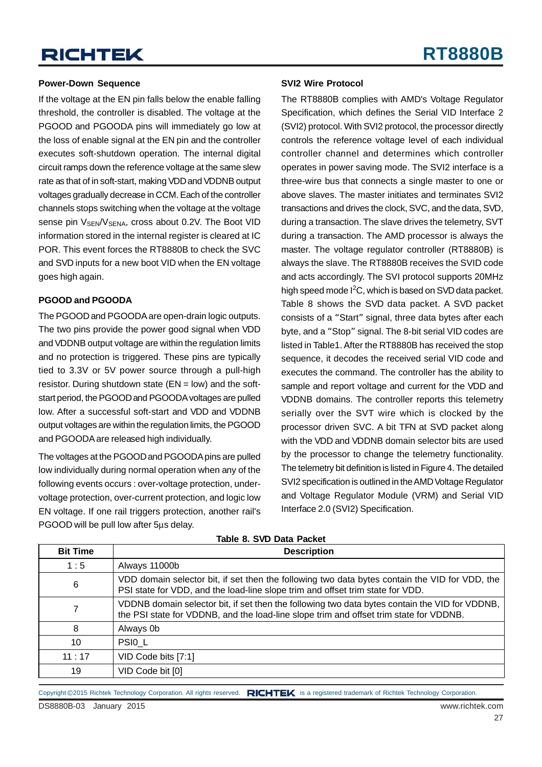### Power-Down Sequence

If the voltage at the EN pin falls below the enable falling threshold, the controller is disabled. The voltage at the PGOOD and PGOODA pins will immediately go low at the loss of enable signal at the EN pin and the controller executes soft-shutdown operation. The internal digital circuit ramps down the reference voltage at the same slew rate as that of in soft-start, making VDD and VDDNB output voltages gradually decrease in CCM. Each of the controller channels stops switching when the voltage at the voltage sense pin $V_{SEN}$/$V_{SENA}$, cross about 0.2V. The Boot VID information stored in the internal register is cleared at IC POR. This event forces the RT8880B to check the SVC and SVD inputs for a new boot VID when the EN voltage goes high again.

### PGOOD and PGOODA

The PGOOD and PGOODA are open-drain logic outputs. The two pins provide the power good signal when VDD and VDDNB output voltage are within the regulation limits and no protection is triggered. These pins are typically tied to 3.3V or 5V power source through a pull-high resistor. During shutdown state (EN = low) and the soft-start period, the PGOOD and PGOODA voltages are pulled low. After a successful soft-start and VDD and VDDNB output voltages are within the regulation limits, the PGOOD and PGOODA are released high individually.

The voltages at the PGOOD and PGOODA pins are pulled low individually during normal operation when any of the following events occurs : over-voltage protection, under-voltage protection, over-current protection, and logic low EN voltage. If one rail triggers protection, another rail's PGOOD will be pull low after 5μs delay.

### SVI2 Wire Protocol

The RT8880B complies with AMD's Voltage Regulator Specification, which defines the Serial VID Interface 2 (SVI2) protocol. With SVI2 protocol, the processor directly controls the reference voltage level of each individual controller channel and determines which controller operates in power saving mode. The SVI2 interface is a three-wire bus that connects a single master to one or above slaves. The master initiates and terminates SVI2 transactions and drives the clock, SVC, and the data, SVD, during a transaction. The slave drives the telemetry, SVT during a transaction. The AMD processor is always the master. The voltage regulator controller (RT8880B) is always the slave. The RT8880B receives the SVID code and acts accordingly. The SVI protocol supports 20MHz high speed mode $I^2C$, which is based on SVD data packet. Table 8 shows the SVD data packet. A SVD packet consists of a “Start” signal, three data bytes after each byte, and a “Stop” signal. The 8-bit serial VID codes are listed in Table1. After the RT8880B has received the stop sequence, it decodes the received serial VID code and executes the command. The controller has the ability to sample and report voltage and current for the VDD and VDDNB domains. The controller reports this telemetry serially over the SVT wire which is clocked by the processor driven SVC. A bit TFN at SVD packet along with the VDD and VDDNB domain selector bits are used by the processor to change the telemetry functionality. The telemetry bit definition is listed in Figure 4. The detailed SVI2 specification is outlined in the AMD Voltage Regulator and Voltage Regulator Module (VRM) and Serial VID Interface 2.0 (SVI2) Specification.

**Table 8. SVD Data Packet**

| Bit Time | Description |
|---|---|
| 1 : 5 | Always 11000b |
| 6 | VDD domain selector bit, if set then the following two data bytes contain the VID for VDD, the PSI state for VDD, and the load-line slope trim and offset trim state for VDD. |
| 7 | VDDNB domain selector bit, if set then the following two data bytes contain the VID for VDDNB, the PSI state for VDDNB, and the load-line slope trim and offset trim state for VDDNB. |
| 8 | Always 0b |
| 10 | PSI0_L |
| 11 : 17 | VID Code bits [7:1] |
| 19 | VID Code bit [0] |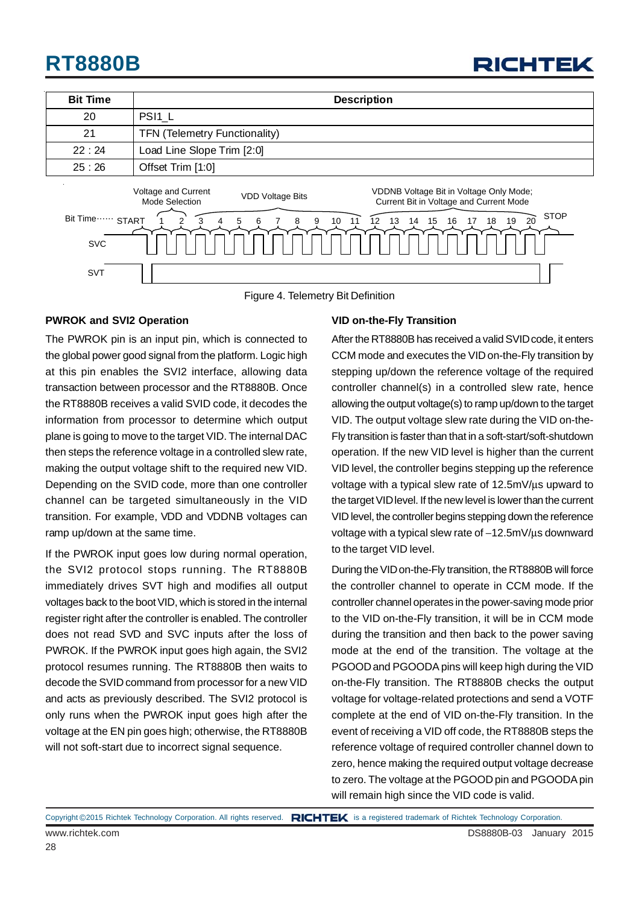| Bit Time | Description |
|---|---|
| 20 | PSI1_L |
| 21 | TFN (Telemetry Functionality) |
| 22 : 24 | Load Line Slope Trim [2:0] |
| 25 : 26 | Offset Trim [1:0] |

Figure 4. Telemetry Bit Definition

### PWROK and SVI2 Operation

The PWROK pin is an input pin, which is connected to the global power good signal from the platform. Logic high at this pin enables the SVI2 interface, allowing data transaction between processor and the RT8880B. Once the RT8880B receives a valid SVID code, it decodes the information from processor to determine which output plane is going to move to the target VID. The internal DAC then steps the reference voltage in a controlled slew rate, making the output voltage shift to the required new VID. Depending on the SVID code, more than one controller channel can be targeted simultaneously in the VID transition. For example, VDD and VDDNB voltages can ramp up/down at the same time.

If the PWROK input goes low during normal operation, the SVI2 protocol stops running. The RT8880B immediately drives SVT high and modifies all output voltages back to the boot VID, which is stored in the internal register right after the controller is enabled. The controller does not read SVD and SVC inputs after the loss of PWROK. If the PWROK input goes high again, the SVI2 protocol resumes running. The RT8880B then waits to decode the SVID command from processor for a new VID and acts as previously described. The SVI2 protocol is only runs when the PWROK input goes high after the voltage at the EN pin goes high; otherwise, the RT8880B will not soft-start due to incorrect signal sequence.

### VID on-the-Fly Transition

After the RT8880B has received a valid SVID code, it enters CCM mode and executes the VID on-the-Fly transition by stepping up/down the reference voltage of the required controller channel(s) in a controlled slew rate, hence allowing the output voltage(s) to ramp up/down to the target VID. The output voltage slew rate during the VID on-the-Fly transition is faster than that in a soft-start/soft-shutdown operation. If the new VID level is higher than the current VID level, the controller begins stepping up the reference voltage with a typical slew rate of 12.5mV/μs upward to the target VID level. If the new level is lower than the current VID level, the controller begins stepping down the reference voltage with a typical slew rate of –12.5mV/μs downward to the target VID level.

During the VID on-the-Fly transition, the RT8880B will force the controller channel to operate in CCM mode. If the controller channel operates in the power-saving mode prior to the VID on-the-Fly transition, it will be in CCM mode during the transition and then back to the power saving mode at the end of the transition. The voltage at the PGOOD and PGOODA pins will keep high during the VID on-the-Fly transition. The RT8880B checks the output voltage for voltage-related protections and send a VOTF complete at the end of VID on-the-Fly transition. In the event of receiving a VID off code, the RT8880B steps the reference voltage of required controller channel down to zero, hence making the required output voltage decrease to zero. The voltage at the PGOOD pin and PGOODA pin will remain high since the VID code is valid.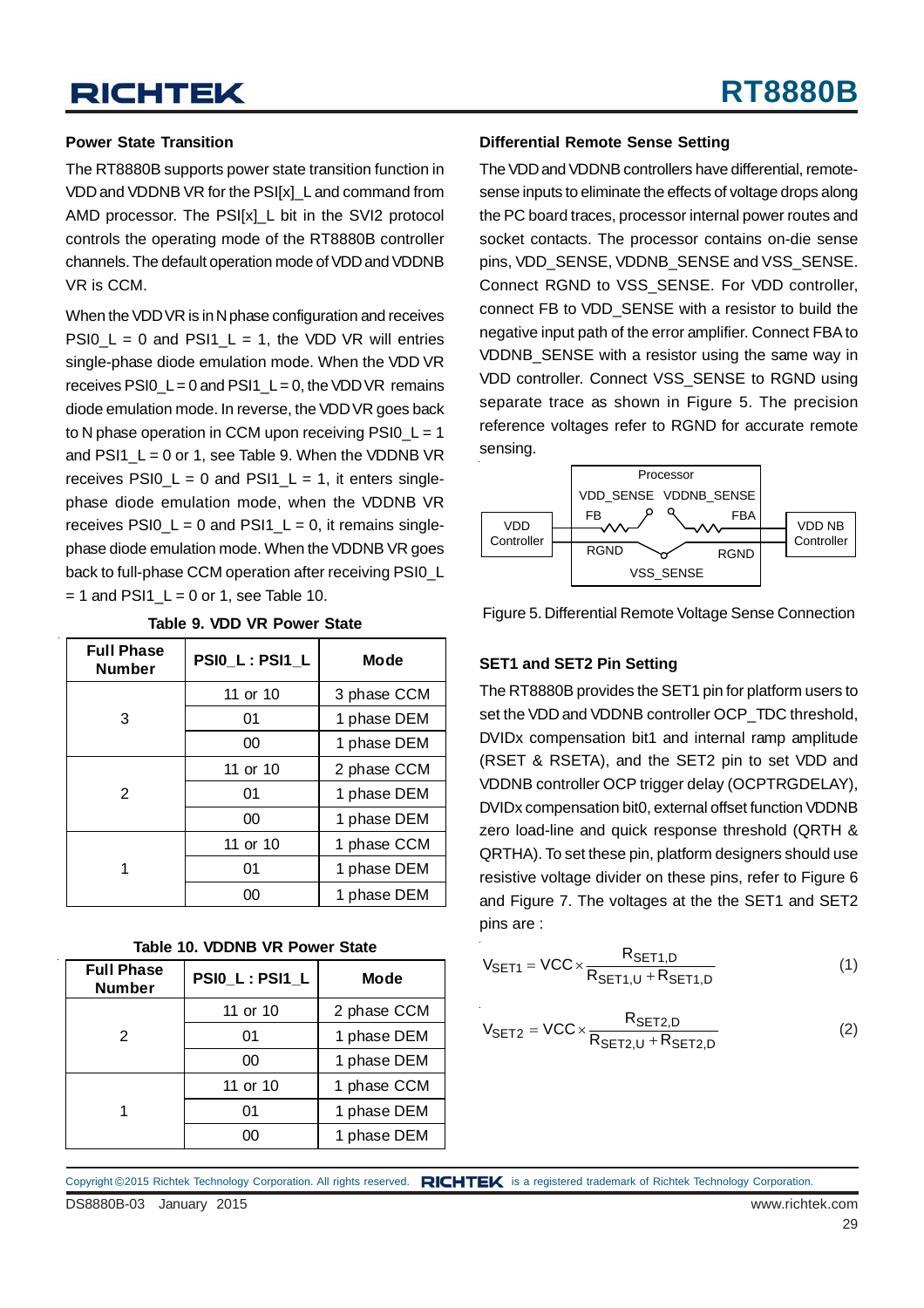### Power State Transition

The RT8880B supports power state transition function in VDD and VDDNB VR for the PSI[x]_L and command from AMD processor. The PSI[x]_L bit in the SVI2 protocol controls the operating mode of the RT8880B controller channels. The default operation mode of VDD and VDDNB VR is CCM.

When the VDD VR is in N phase configuration and receives PSI0_L = 0 and PSI1_L = 1, the VDD VR will entries single-phase diode emulation mode. When the VDD VR receives PSI0_L = 0 and PSI1_L = 0, the VDD VR remains diode emulation mode. In reverse, the VDD VR goes back to N phase operation in CCM upon receiving PSI0_L = 1 and PSI1_L = 0 or 1, see Table 9. When the VDDNB VR receives PSI0_L = 0 and PSI1_L = 1, it enters single-phase diode emulation mode, when the VDDNB VR receives PSI0_L = 0 and PSI1_L = 0, it remains single-phase diode emulation mode. When the VDDNB VR goes back to full-phase CCM operation after receiving PSI0_L = 1 and PSI1_L = 0 or 1, see Table 10.

**Table 9. VDD VR Power State**

| Full Phase Number | PSI0_L : PSI1_L | Mode |
|---|---|---|
| 3 | 11 or 10 | 3 phase CCM |
| | 01 | 1 phase DEM |
| | 00 | 1 phase DEM |
| 2 | 11 or 10 | 2 phase CCM |
| | 01 | 1 phase DEM |
| | 00 | 1 phase DEM |
| 1 | 11 or 10 | 1 phase CCM |
| | 01 | 1 phase DEM |
| | 00 | 1 phase DEM |

**Table 10. VDDNB VR Power State**

| Full Phase Number | PSI0_L : PSI1_L | Mode |
|---|---|---|
| 2 | 11 or 10 | 2 phase CCM |
| | 01 | 1 phase DEM |
| | 00 | 1 phase DEM |
| 1 | 11 or 10 | 1 phase CCM |
| | 01 | 1 phase DEM |
| | 00 | 1 phase DEM |

### Differential Remote Sense Setting

The VDD and VDDNB controllers have differential, remote-sense inputs to eliminate the effects of voltage drops along the PC board traces, processor internal power routes and socket contacts. The processor contains on-die sense pins, VDD_SENSE, VDDNB_SENSE and VSS_SENSE. Connect RGND to VSS_SENSE. For VDD controller, connect FB to VDD_SENSE with a resistor to build the negative input path of the error amplifier. Connect FBA to VDDNB_SENSE with a resistor using the same way in VDD controller. Connect VSS_SENSE to RGND using separate trace as shown in Figure 5. The precision reference voltages refer to RGND for accurate remote sensing.

Figure 5. Differential Remote Voltage Sense Connection

### SET1 and SET2 Pin Setting

The RT8880B provides the SET1 pin for platform users to set the VDD and VDDNB controller OCP_TDC threshold, DVIDx compensation bit1 and internal ramp amplitude (RSET & RSETA), and the SET2 pin to set VDD and VDDNB controller OCP trigger delay (OCPTRGDELAY), DVIDx compensation bit0, external offset function VDDNB zero load-line and quick response threshold (QRTH & QRTHA). To set these pin, platform designers should use resistive voltage divider on these pins, refer to Figure 6 and Figure 7. The voltages at the the SET1 and SET2 pins are :

$$V_{SET1} = VCC \times \frac{R_{SET1,D}}{R_{SET1,U} + R_{SET1,D}} \quad (1)$$

$$V_{SET2} = VCC \times \frac{R_{SET2,D}}{R_{SET2,U} + R_{SET2,D}} \quad (2)$$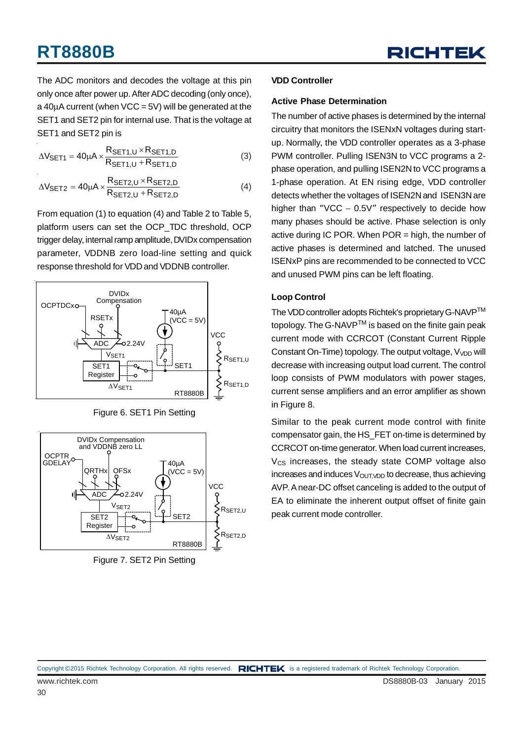The ADC monitors and decodes the voltage at this pin only once after power up. After ADC decoding (only once), a 40μA current (when VCC = 5V) will be generated at the SET1 and SET2 pin for internal use. That is the voltage at SET1 and SET2 pin is

$$\Delta V_{SET1} = 40\mu A \times \frac{R_{SET1,U} \times R_{SET1,D}}{R_{SET1,U} + R_{SET1,D}} \quad (3)$$

$$\Delta V_{SET2} = 40\mu A \times \frac{R_{SET2,U} \times R_{SET2,D}}{R_{SET2,U} + R_{SET2,D}} \quad (4)$$

From equation (1) to equation (4) and Table 2 to Table 5, platform users can set the OCP_TDC threshold, OCP trigger delay, internal ramp amplitude, DVIDx compensation parameter, VDDNB zero load-line setting and quick response threshold for VDD and VDDNB controller.

Figure 6. SET1 Pin Setting

Figure 7. SET2 Pin Setting

**VDD Controller**

**Active Phase Determination**

The number of active phases is determined by the internal circuitry that monitors the ISENxN voltages during start-up. Normally, the VDD controller operates as a 3-phase PWM controller. Pulling ISEN3N to VCC programs a 2-phase operation, and pulling ISEN2N to VCC programs a 1-phase operation. At EN rising edge, VDD controller detects whether the voltages of ISEN2N and ISEN3N are higher than "VCC − 0.5V" respectively to decide how many phases should be active. Phase selection is only active during IC POR. When POR = high, the number of active phases is determined and latched. The unused ISENxP pins are recommended to be connected to VCC and unused PWM pins can be left floating.

**Loop Control**

The VDD controller adopts Richtek's proprietary G-NAVP™ topology. The G-NAVP™ is based on the finite gain peak current mode with CCRCOT (Constant Current Ripple Constant On-Time) topology. The output voltage, $V_{VDD}$ will decrease with increasing output load current. The control loop consists of PWM modulators with power stages, current sense amplifiers and an error amplifier as shown in Figure 8.

Similar to the peak current mode control with finite compensator gain, the HS_FET on-time is determined by CCRCOT on-time generator. When load current increases, $V_{CS}$ increases, the steady state COMP voltage also increases and induces $V_{OUT,VDD}$ to decrease, thus achieving AVP. A near-DC offset canceling is added to the output of EA to eliminate the inherent output offset of finite gain peak current mode controller.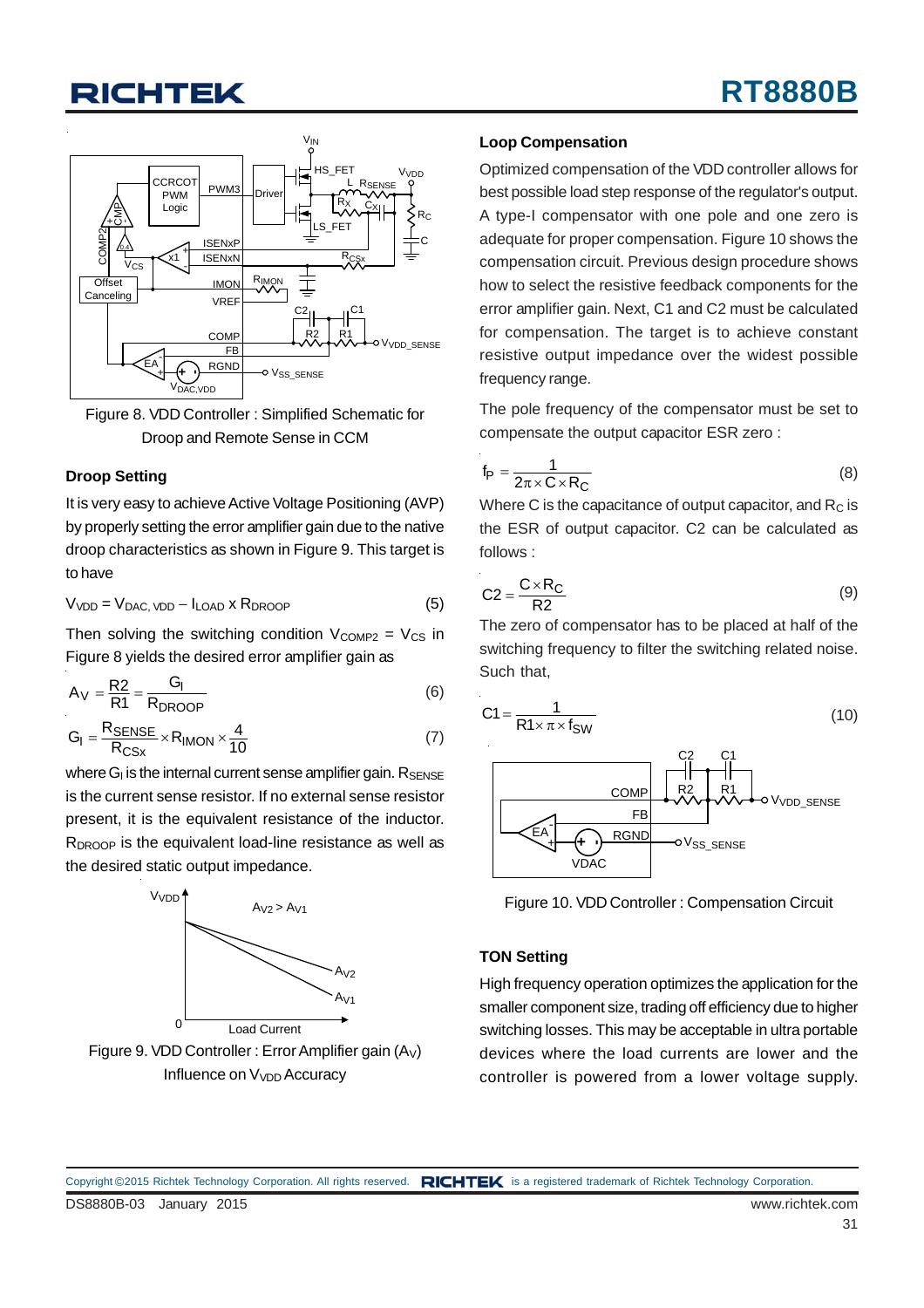Figure 8. VDD Controller : Simplified Schematic for Droop and Remote Sense in CCM

### Droop Setting

It is very easy to achieve Active Voltage Positioning (AVP) by properly setting the error amplifier gain due to the native droop characteristics as shown in Figure 9. This target is to have

$$V_{VDD} = V_{DAC,\,VDD} - I_{LOAD} \times R_{DROOP} \tag{5}$$

Then solving the switching condition $V_{COMP2} = V_{CS}$ in Figure 8 yields the desired error amplifier gain as

$$A_V = \frac{R2}{R1} = \frac{G_I}{R_{DROOP}} \tag{6}$$

$$G_I = \frac{R_{SENSE}}{R_{CSx}} \times R_{IMON} \times \frac{4}{10} \tag{7}$$

where $G_I$ is the internal current sense amplifier gain. $R_{SENSE}$ is the current sense resistor. If no external sense resistor present, it is the equivalent resistance of the inductor. $R_{DROOP}$ is the equivalent load-line resistance as well as the desired static output impedance.

Figure 9. VDD Controller : Error Amplifier gain ($A_V$) Influence on $V_{VDD}$ Accuracy

### Loop Compensation

Optimized compensation of the VDD controller allows for best possible load step response of the regulator's output. A type-I compensator with one pole and one zero is adequate for proper compensation. Figure 10 shows the compensation circuit. Previous design procedure shows how to select the resistive feedback components for the error amplifier gain. Next, C1 and C2 must be calculated for compensation. The target is to achieve constant resistive output impedance over the widest possible frequency range.

The pole frequency of the compensator must be set to compensate the output capacitor ESR zero :

$$f_P = \frac{1}{2\pi \times C \times R_C} \tag{8}$$

Where C is the capacitance of output capacitor, and $R_C$ is the ESR of output capacitor. C2 can be calculated as follows :

$$C2 = \frac{C \times R_C}{R2} \tag{9}$$

The zero of compensator has to be placed at half of the switching frequency to filter the switching related noise. Such that,

$$C1 = \frac{1}{R1 \times \pi \times f_{SW}} \tag{10}$$

Figure 10. VDD Controller : Compensation Circuit

### TON Setting

High frequency operation optimizes the application for the smaller component size, trading off efficiency due to higher switching losses. This may be acceptable in ultra portable devices where the load currents are lower and the controller is powered from a lower voltage supply.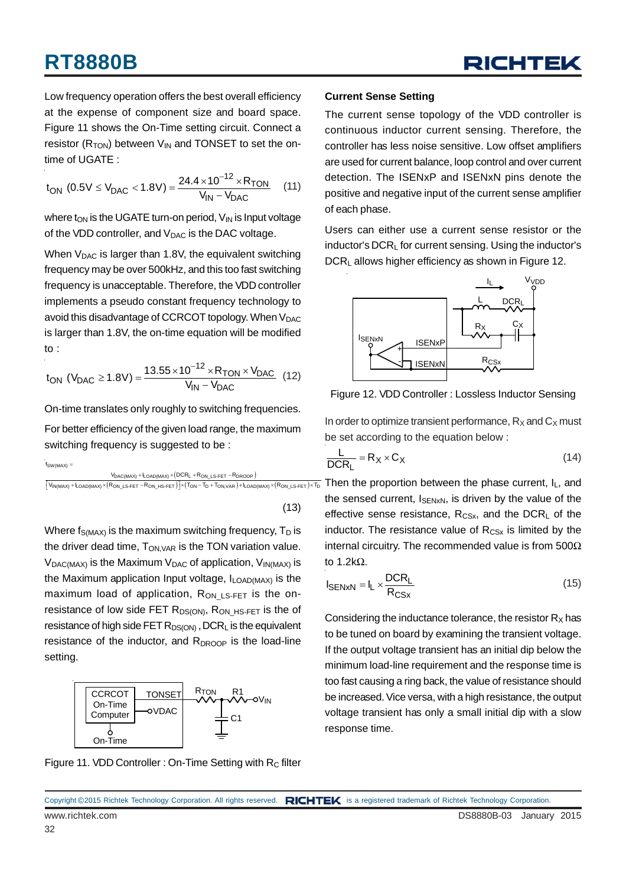Low frequency operation offers the best overall efficiency at the expense of component size and board space. Figure 11 shows the On-Time setting circuit. Connect a resistor ($R_{TON}$) between $V_{IN}$ and TONSET to set the on-time of UGATE :

$$t_{ON}\ (0.5V \le V_{DAC} < 1.8V) = \frac{24.4 \times 10^{-12} \times R_{TON}}{V_{IN} - V_{DAC}} \quad (11)$$

where $t_{ON}$ is the UGATE turn-on period, $V_{IN}$ is Input voltage of the VDD controller, and $V_{DAC}$ is the DAC voltage.

When $V_{DAC}$ is larger than 1.8V, the equivalent switching frequency may be over 500kHz, and this too fast switching frequency is unacceptable. Therefore, the VDD controller implements a pseudo constant frequency technology to avoid this disadvantage of CCRCOT topology. When $V_{DAC}$ is larger than 1.8V, the on-time equation will be modified to :

$$t_{ON}\ (V_{DAC} \ge 1.8V) = \frac{13.55 \times 10^{-12} \times R_{TON} \times V_{DAC}}{V_{IN} - V_{DAC}} \quad (12)$$

On-time translates only roughly to switching frequencies.

For better efficiency of the given load range, the maximum switching frequency is suggested to be :

$$f_{SW(MAX)} = \frac{V_{DAC(MAX)} + I_{LOAD(MAX)} \times (DCR_L + R_{ON\_LS\text{-}FET} - R_{DROOP})}{\left[V_{IN(MAX)} + I_{LOAD(MAX)} \times (R_{ON\_LS\text{-}FET} - R_{ON\_HS\text{-}FET})\right] \times (T_{ON} - T_D + T_{ON,VAR}) + I_{LOAD(MAX)} \times (R_{ON\_LS\text{-}FET}) \times T_D} \quad (13)$$

Where $f_{S(MAX)}$ is the maximum switching frequency, $T_D$ is the driver dead time, $T_{ON,VAR}$ is the TON variation value. $V_{DAC(MAX)}$ is the Maximum $V_{DAC}$ of application, $V_{IN(MAX)}$ is the Maximum application Input voltage, $I_{LOAD(MAX)}$ is the maximum load of application, $R_{ON\_LS\text{-}FET}$ is the on-resistance of low side FET $R_{DS(ON)}$, $R_{ON\_HS\text{-}FET}$ is the of resistance of high side FET $R_{DS(ON)}$ , $DCR_L$ is the equivalent resistance of the inductor, and $R_{DROOP}$ is the load-line setting.

Figure 11. VDD Controller : On-Time Setting with $R_C$ filter

## Current Sense Setting

The current sense topology of the VDD controller is continuous inductor current sensing. Therefore, the controller has less noise sensitive. Low offset amplifiers are used for current balance, loop control and over current detection. The ISENxP and ISENxN pins denote the positive and negative input of the current sense amplifier of each phase.

Users can either use a current sense resistor or the inductor's $DCR_L$ for current sensing. Using the inductor's $DCR_L$ allows higher efficiency as shown in Figure 12.

Figure 12. VDD Controller : Lossless Inductor Sensing

In order to optimize transient performance, $R_X$ and $C_X$ must be set according to the equation below :

$$\frac{L}{DCR_L} = R_X \times C_X \quad (14)$$

Then the proportion between the phase current, $I_L$, and the sensed current, $I_{SENxN}$, is driven by the value of the effective sense resistance, $R_{CSx}$, and the $DCR_L$ of the inductor. The resistance value of $R_{CSx}$ is limited by the internal circuitry. The recommended value is from 500Ω to 1.2kΩ.

$$I_{SENxN} = I_L \times \frac{DCR_L}{R_{CSx}} \quad (15)$$

Considering the inductance tolerance, the resistor $R_X$ has to be tuned on board by examining the transient voltage. If the output voltage transient has an initial dip below the minimum load-line requirement and the response time is too fast causing a ring back, the value of resistance should be increased. Vice versa, with a high resistance, the output voltage transient has only a small initial dip with a slow response time.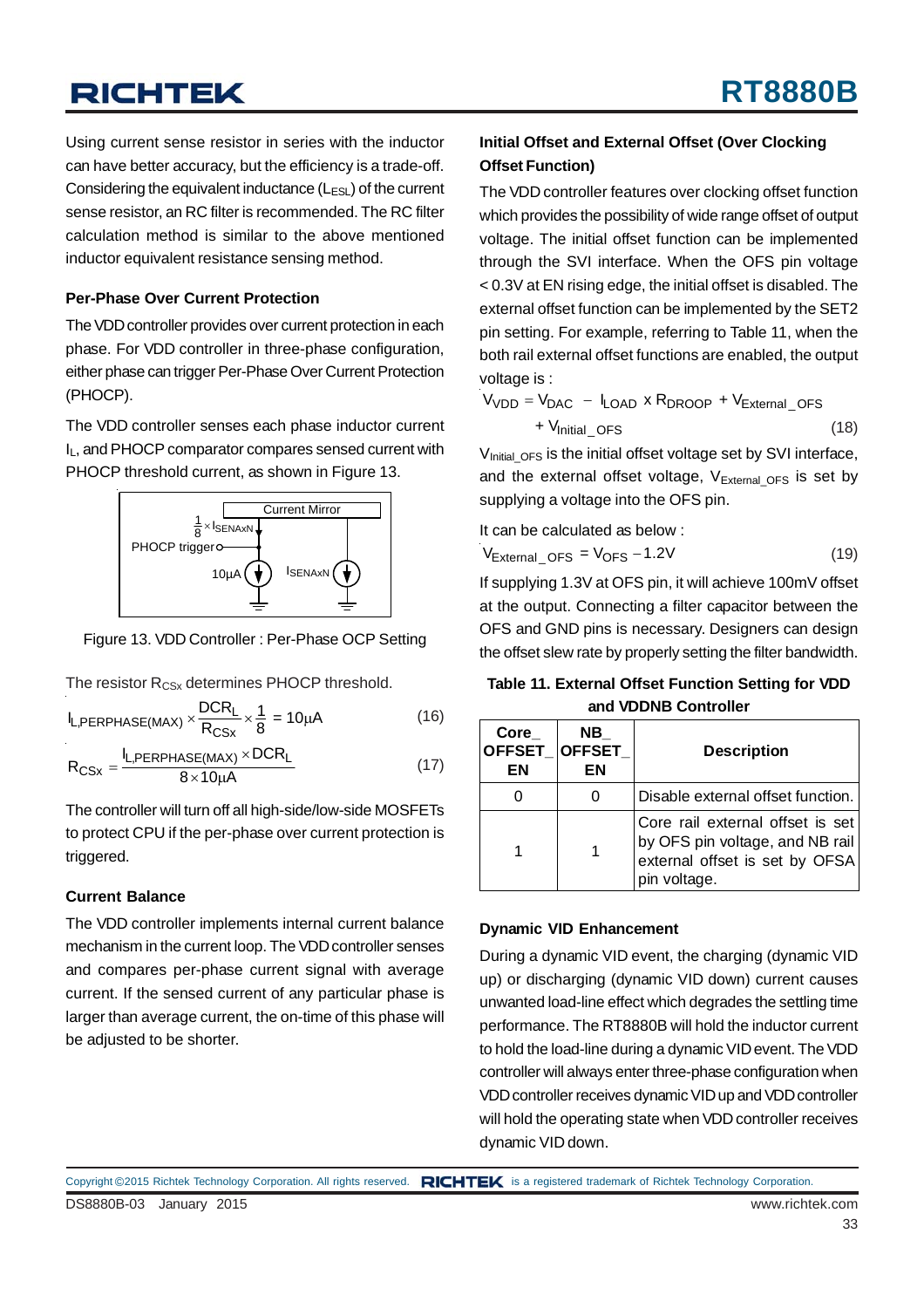Using current sense resistor in series with the inductor can have better accuracy, but the efficiency is a trade-off. Considering the equivalent inductance ($L_{ESL}$) of the current sense resistor, an RC filter is recommended. The RC filter calculation method is similar to the above mentioned inductor equivalent resistance sensing method.

### Per-Phase Over Current Protection

The VDD controller provides over current protection in each phase. For VDD controller in three-phase configuration, either phase can trigger Per-Phase Over Current Protection (PHOCP).

The VDD controller senses each phase inductor current $I_L$, and PHOCP comparator compares sensed current with PHOCP threshold current, as shown in Figure 13.

Figure 13. VDD Controller : Per-Phase OCP Setting

The resistor $R_{CSx}$ determines PHOCP threshold.

$$I_{L,PERPHASE(MAX)} \times \frac{DCR_L}{R_{CSx}} \times \frac{1}{8} = 10\mu A \quad (16)$$

$$R_{CSx} = \frac{I_{L,PERPHASE(MAX)} \times DCR_L}{8 \times 10\mu A} \quad (17)$$

The controller will turn off all high-side/low-side MOSFETs to protect CPU if the per-phase over current protection is triggered.

### Current Balance

The VDD controller implements internal current balance mechanism in the current loop. The VDD controller senses and compares per-phase current signal with average current. If the sensed current of any particular phase is larger than average current, the on-time of this phase will be adjusted to be shorter.

### Initial Offset and External Offset (Over Clocking Offset Function)

The VDD controller features over clocking offset function which provides the possibility of wide range offset of output voltage. The initial offset function can be implemented through the SVI interface. When the OFS pin voltage < 0.3V at EN rising edge, the initial offset is disabled. The external offset function can be implemented by the SET2 pin setting. For example, referring to Table 11, when the both rail external offset functions are enabled, the output voltage is :

$$V_{VDD} = V_{DAC} - I_{LOAD} \times R_{DROOP} + V_{External\_OFS} + V_{Initial\_OFS} \quad (18)$$

$V_{Initial\_OFS}$ is the initial offset voltage set by SVI interface, and the external offset voltage, $V_{External\_OFS}$ is set by supplying a voltage into the OFS pin.

It can be calculated as below :

$$V_{External\_OFS} = V_{OFS} - 1.2V \quad (19)$$

If supplying 1.3V at OFS pin, it will achieve 100mV offset at the output. Connecting a filter capacitor between the OFS and GND pins is necessary. Designers can design the offset slew rate by properly setting the filter bandwidth.

**Table 11. External Offset Function Setting for VDD and VDDNB Controller**

| Core_OFFSET_EN | NB_OFFSET_EN | Description |
|---|---|---|
| 0 | 0 | Disable external offset function. |
| 1 | 1 | Core rail external offset is set by OFS pin voltage, and NB rail external offset is set by OFSA pin voltage. |

### Dynamic VID Enhancement

During a dynamic VID event, the charging (dynamic VID up) or discharging (dynamic VID down) current causes unwanted load-line effect which degrades the settling time performance. The RT8880B will hold the inductor current to hold the load-line during a dynamic VID event. The VDD controller will always enter three-phase configuration when VDD controller receives dynamic VID up and VDD controller will hold the operating state when VDD controller receives dynamic VID down.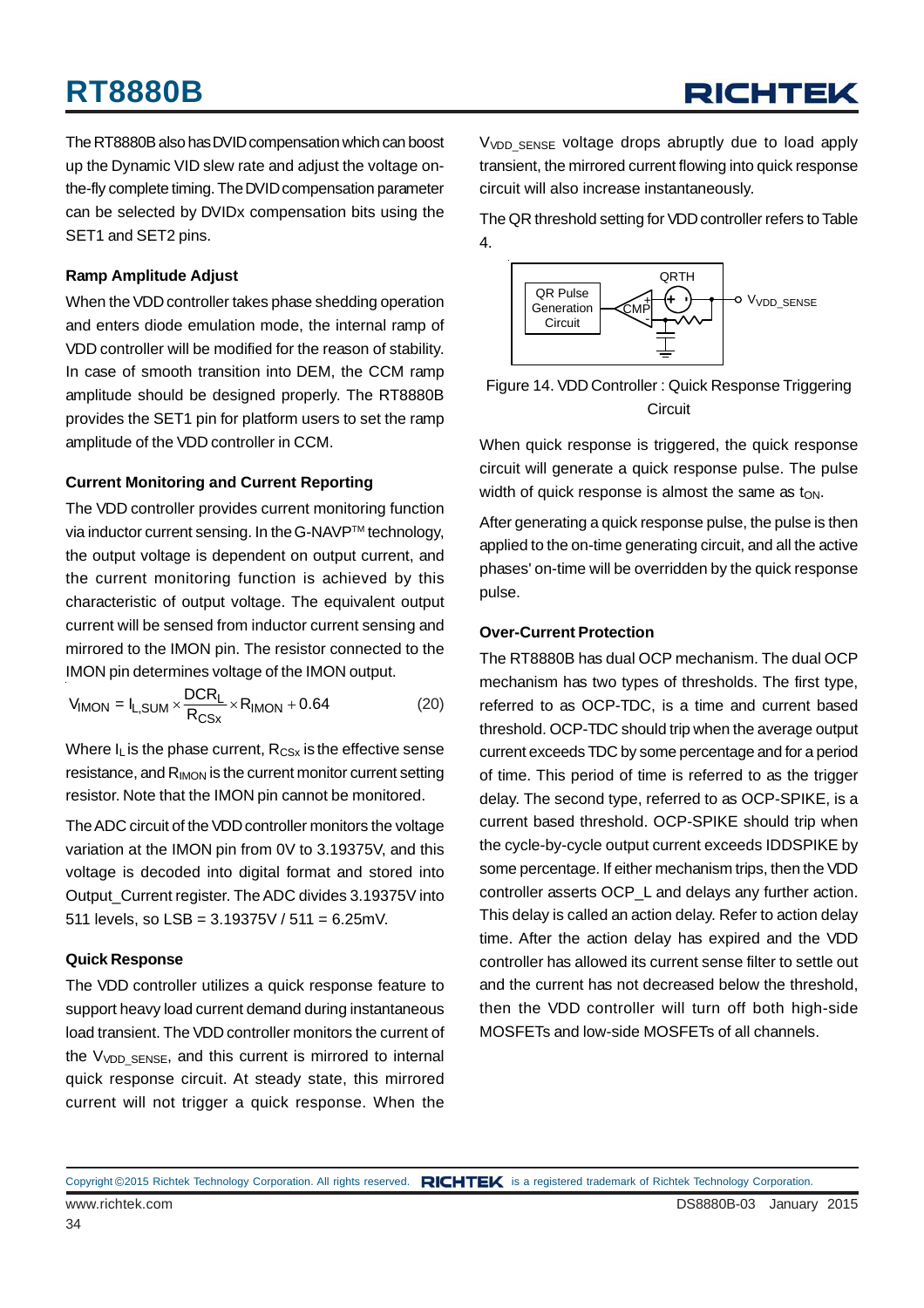The RT8880B also has DVID compensation which can boost up the Dynamic VID slew rate and adjust the voltage on-the-fly complete timing. The DVID compensation parameter can be selected by DVIDx compensation bits using the SET1 and SET2 pins.

### Ramp Amplitude Adjust

When the VDD controller takes phase shedding operation and enters diode emulation mode, the internal ramp of VDD controller will be modified for the reason of stability. In case of smooth transition into DEM, the CCM ramp amplitude should be designed properly. The RT8880B provides the SET1 pin for platform users to set the ramp amplitude of the VDD controller in CCM.

### Current Monitoring and Current Reporting

The VDD controller provides current monitoring function via inductor current sensing. In the G-NAVP™ technology, the output voltage is dependent on output current, and the current monitoring function is achieved by this characteristic of output voltage. The equivalent output current will be sensed from inductor current sensing and mirrored to the IMON pin. The resistor connected to the IMON pin determines voltage of the IMON output.

$$V_{IMON} = I_{L,SUM} \times \frac{DCR_L}{R_{CSx}} \times R_{IMON} + 0.64 \qquad (20)$$

Where $I_L$ is the phase current, $R_{CSx}$ is the effective sense resistance, and $R_{IMON}$ is the current monitor current setting resistor. Note that the IMON pin cannot be monitored.

The ADC circuit of the VDD controller monitors the voltage variation at the IMON pin from 0V to 3.19375V, and this voltage is decoded into digital format and stored into Output_Current register. The ADC divides 3.19375V into 511 levels, so LSB = 3.19375V / 511 = 6.25mV.

### Quick Response

The VDD controller utilizes a quick response feature to support heavy load current demand during instantaneous load transient. The VDD controller monitors the current of the $V_{VDD\_SENSE}$, and this current is mirrored to internal quick response circuit. At steady state, this mirrored current will not trigger a quick response. When the $V_{VDD\_SENSE}$ voltage drops abruptly due to load apply transient, the mirrored current flowing into quick response circuit will also increase instantaneously.

The QR threshold setting for VDD controller refers to Table 4.

Figure 14. VDD Controller : Quick Response Triggering Circuit

When quick response is triggered, the quick response circuit will generate a quick response pulse. The pulse width of quick response is almost the same as $t_{ON}$.

After generating a quick response pulse, the pulse is then applied to the on-time generating circuit, and all the active phases' on-time will be overridden by the quick response pulse.

### Over-Current Protection

The RT8880B has dual OCP mechanism. The dual OCP mechanism has two types of thresholds. The first type, referred to as OCP-TDC, is a time and current based threshold. OCP-TDC should trip when the average output current exceeds TDC by some percentage and for a period of time. This period of time is referred to as the trigger delay. The second type, referred to as OCP-SPIKE, is a current based threshold. OCP-SPIKE should trip when the cycle-by-cycle output current exceeds IDDSPIKE by some percentage. If either mechanism trips, then the VDD controller asserts OCP_L and delays any further action. This delay is called an action delay. Refer to action delay time. After the action delay has expired and the VDD controller has allowed its current sense filter to settle out and the current has not decreased below the threshold, then the VDD controller will turn off both high-side MOSFETs and low-side MOSFETs of all channels.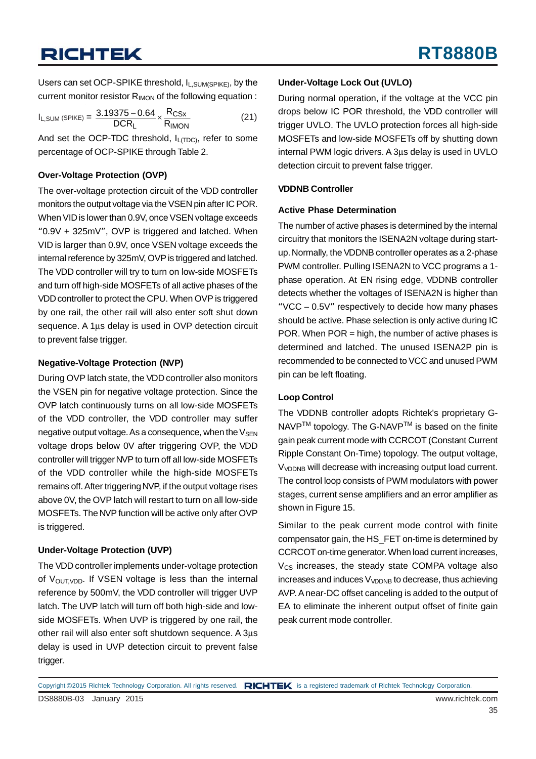Users can set OCP-SPIKE threshold, $I_{L,SUM(SPIKE)}$, by the current monitor resistor $R_{IMON}$ of the following equation :

$$I_{L,SUM\ (SPIKE)} = \frac{3.19375 - 0.64}{DCR_L} \times \frac{R_{CSx}}{R_{IMON}} \qquad (21)$$

And set the OCP-TDC threshold, $I_{L(TDC)}$, refer to some percentage of OCP-SPIKE through Table 2.

**Over-Voltage Protection (OVP)**

The over-voltage protection circuit of the VDD controller monitors the output voltage via the VSEN pin after IC POR. When VID is lower than 0.9V, once VSEN voltage exceeds "0.9V + 325mV", OVP is triggered and latched. When VID is larger than 0.9V, once VSEN voltage exceeds the internal reference by 325mV, OVP is triggered and latched. The VDD controller will try to turn on low-side MOSFETs and turn off high-side MOSFETs of all active phases of the VDD controller to protect the CPU. When OVP is triggered by one rail, the other rail will also enter soft shut down sequence. A 1μs delay is used in OVP detection circuit to prevent false trigger.

**Negative-Voltage Protection (NVP)**

During OVP latch state, the VDD controller also monitors the VSEN pin for negative voltage protection. Since the OVP latch continuously turns on all low-side MOSFETs of the VDD controller, the VDD controller may suffer negative output voltage. As a consequence, when the $V_{SEN}$ voltage drops below 0V after triggering OVP, the VDD controller will trigger NVP to turn off all low-side MOSFETs of the VDD controller while the high-side MOSFETs remains off. After triggering NVP, if the output voltage rises above 0V, the OVP latch will restart to turn on all low-side MOSFETs. The NVP function will be active only after OVP is triggered.

**Under-Voltage Protection (UVP)**

The VDD controller implements under-voltage protection of $V_{OUT,VDD}$. If VSEN voltage is less than the internal reference by 500mV, the VDD controller will trigger UVP latch. The UVP latch will turn off both high-side and low-side MOSFETs. When UVP is triggered by one rail, the other rail will also enter soft shutdown sequence. A 3μs delay is used in UVP detection circuit to prevent false trigger.

**Under-Voltage Lock Out (UVLO)**

During normal operation, if the voltage at the VCC pin drops below IC POR threshold, the VDD controller will trigger UVLO. The UVLO protection forces all high-side MOSFETs and low-side MOSFETs off by shutting down internal PWM logic drivers. A 3μs delay is used in UVLO detection circuit to prevent false trigger.

**VDDNB Controller**

**Active Phase Determination**

The number of active phases is determined by the internal circuitry that monitors the ISENA2N voltage during start-up. Normally, the VDDNB controller operates as a 2-phase PWM controller. Pulling ISENA2N to VCC programs a 1-phase operation. At EN rising edge, VDDNB controller detects whether the voltages of ISENA2N is higher than "VCC − 0.5V" respectively to decide how many phases should be active. Phase selection is only active during IC POR. When POR = high, the number of active phases is determined and latched. The unused ISENA2P pin is recommended to be connected to VCC and unused PWM pin can be left floating.

**Loop Control**

The VDDNB controller adopts Richtek's proprietary G-NAVP™ topology. The G-NAVP™ is based on the finite gain peak current mode with CCRCOT (Constant Current Ripple Constant On-Time) topology. The output voltage, $V_{VDDNB}$ will decrease with increasing output load current. The control loop consists of PWM modulators with power stages, current sense amplifiers and an error amplifier as shown in Figure 15.

Similar to the peak current mode control with finite compensator gain, the HS_FET on-time is determined by CCRCOT on-time generator. When load current increases, $V_{CS}$ increases, the steady state COMPA voltage also increases and induces $V_{VDDNB}$ to decrease, thus achieving AVP. A near-DC offset canceling is added to the output of EA to eliminate the inherent output offset of finite gain peak current mode controller.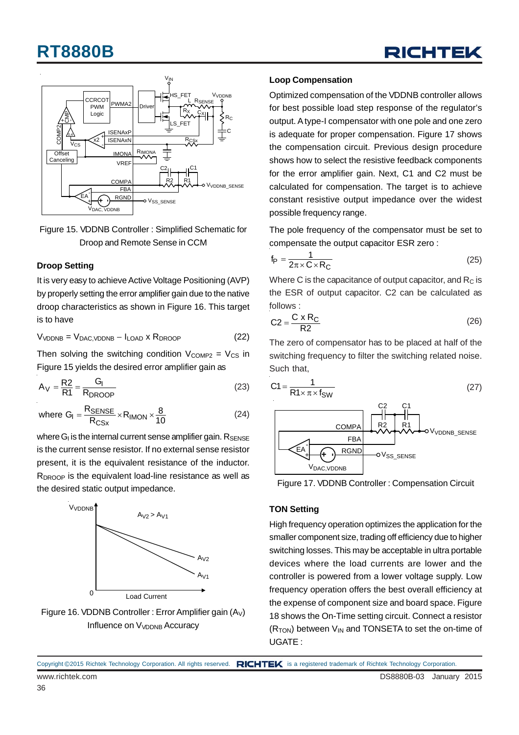Figure 15. VDDNB Controller : Simplified Schematic for Droop and Remote Sense in CCM

### Droop Setting

It is very easy to achieve Active Voltage Positioning (AVP) by properly setting the error amplifier gain due to the native droop characteristics as shown in Figure 16. This target is to have

$$V_{VDDNB} = V_{DAC,VDDNB} - I_{LOAD} \times R_{DROOP} \quad (22)$$

Then solving the switching condition $V_{COMP2} = V_{CS}$ in Figure 15 yields the desired error amplifier gain as

$$A_V = \frac{R2}{R1} = \frac{G_I}{R_{DROOP}} \quad (23)$$

$$\text{where } G_I = \frac{R_{SENSE}}{R_{CSx}} \times R_{IMON} \times \frac{8}{10} \quad (24)$$

where $G_I$ is the internal current sense amplifier gain. $R_{SENSE}$ is the current sense resistor. If no external sense resistor present, it is the equivalent resistance of the inductor. $R_{DROOP}$ is the equivalent load-line resistance as well as the desired static output impedance.

Figure 16. VDDNB Controller : Error Amplifier gain ($A_V$) Influence on $V_{VDDNB}$ Accuracy

### Loop Compensation

Optimized compensation of the VDDNB controller allows for best possible load step response of the regulator's output. A type-I compensator with one pole and one zero is adequate for proper compensation. Figure 17 shows the compensation circuit. Previous design procedure shows how to select the resistive feedback components for the error amplifier gain. Next, C1 and C2 must be calculated for compensation. The target is to achieve constant resistive output impedance over the widest possible frequency range.

The pole frequency of the compensator must be set to compensate the output capacitor ESR zero :

$$f_P = \frac{1}{2\pi \times C \times R_C} \quad (25)$$

Where C is the capacitance of output capacitor, and $R_C$ is the ESR of output capacitor. C2 can be calculated as follows :

$$C2 = \frac{C \times R_C}{R2} \quad (26)$$

The zero of compensator has to be placed at half of the switching frequency to filter the switching related noise. Such that,

$$C1 = \frac{1}{R1 \times \pi \times f_{SW}} \quad (27)$$

Figure 17. VDDNB Controller : Compensation Circuit

### TON Setting

High frequency operation optimizes the application for the smaller component size, trading off efficiency due to higher switching losses. This may be acceptable in ultra portable devices where the load currents are lower and the controller is powered from a lower voltage supply. Low frequency operation offers the best overall efficiency at the expense of component size and board space. Figure 18 shows the On-Time setting circuit. Connect a resistor ($R_{TON}$) between $V_{IN}$ and TONSETA to set the on-time of UGATE :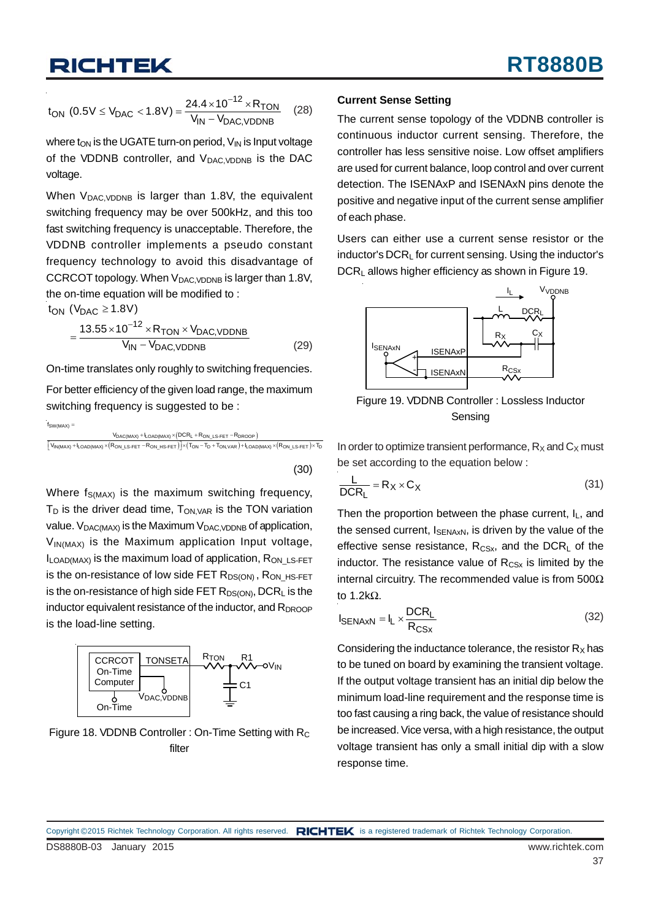$$t_{ON}\ (0.5V \le V_{DAC} < 1.8V) = \frac{24.4 \times 10^{-12} \times R_{TON}}{V_{IN} - V_{DAC,VDDNB}} \quad (28)$$

where $t_{ON}$ is the UGATE turn-on period, $V_{IN}$ is Input voltage of the VDDNB controller, and $V_{DAC,VDDNB}$ is the DAC voltage.

When $V_{DAC,VDDNB}$ is larger than 1.8V, the equivalent switching frequency may be over 500kHz, and this too fast switching frequency is unacceptable. Therefore, the VDDNB controller implements a pseudo constant frequency technology to avoid this disadvantage of CCRCOT topology. When $V_{DAC,VDDNB}$ is larger than 1.8V, the on-time equation will be modified to :

$$t_{ON}\ (V_{DAC} \ge 1.8V) = \frac{13.55 \times 10^{-12} \times R_{TON} \times V_{DAC,VDDNB}}{V_{IN} - V_{DAC,VDDNB}} \quad (29)$$

On-time translates only roughly to switching frequencies.

For better efficiency of the given load range, the maximum switching frequency is suggested to be :

$$f_{SW(MAX)} = \frac{V_{DAC(MAX)} + I_{LOAD(MAX)} \times (DCR_L + R_{ON\_LS\text{-}FET} - R_{DROOP})}{\left[V_{IN(MAX)} + I_{LOAD(MAX)} \times (R_{ON\_LS\text{-}FET} - R_{ON\_HS\text{-}FET})\right] \times (T_{ON} - T_D + T_{ON,VAR}) + I_{LOAD(MAX)} \times (R_{ON\_LS\text{-}FET}) \times T_D} \quad (30)$$

Where $f_{S(MAX)}$ is the maximum switching frequency, $T_D$ is the driver dead time, $T_{ON,VAR}$ is the TON variation value. $V_{DAC(MAX)}$ is the Maximum $V_{DAC,VDDNB}$ of application, $V_{IN(MAX)}$ is the Maximum application Input voltage, $I_{LOAD(MAX)}$ is the maximum load of application, $R_{ON\_LS\text{-}FET}$ is the on-resistance of low side FET $R_{DS(ON)}$, $R_{ON\_HS\text{-}FET}$ is the on-resistance of high side FET $R_{DS(ON)}$, $DCR_L$ is the inductor equivalent resistance of the inductor, and $R_{DROOP}$ is the load-line setting.

Figure 18. VDDNB Controller : On-Time Setting with $R_C$ filter

### Current Sense Setting

The current sense topology of the VDDNB controller is continuous inductor current sensing. Therefore, the controller has less sensitive noise. Low offset amplifiers are used for current balance, loop control and over current detection. The ISENAxP and ISENAxN pins denote the positive and negative input of the current sense amplifier of each phase.

Users can either use a current sense resistor or the inductor's $DCR_L$ for current sensing. Using the inductor's $DCR_L$ allows higher efficiency as shown in Figure 19.

Figure 19. VDDNB Controller : Lossless Inductor Sensing

In order to optimize transient performance, $R_X$ and $C_X$ must be set according to the equation below :

$$\frac{L}{DCR_L} = R_X \times C_X \quad (31)$$

Then the proportion between the phase current, $I_L$, and the sensed current, $I_{SENAxN}$, is driven by the value of the effective sense resistance, $R_{CSx}$, and the $DCR_L$ of the inductor. The resistance value of $R_{CSx}$ is limited by the internal circuitry. The recommended value is from 500Ω to 1.2kΩ.

$$I_{SENAxN} = I_L \times \frac{DCR_L}{R_{CSx}} \quad (32)$$

Considering the inductance tolerance, the resistor $R_X$ has to be tuned on board by examining the transient voltage. If the output voltage transient has an initial dip below the minimum load-line requirement and the response time is too fast causing a ring back, the value of resistance should be increased. Vice versa, with a high resistance, the output voltage transient has only a small initial dip with a slow response time.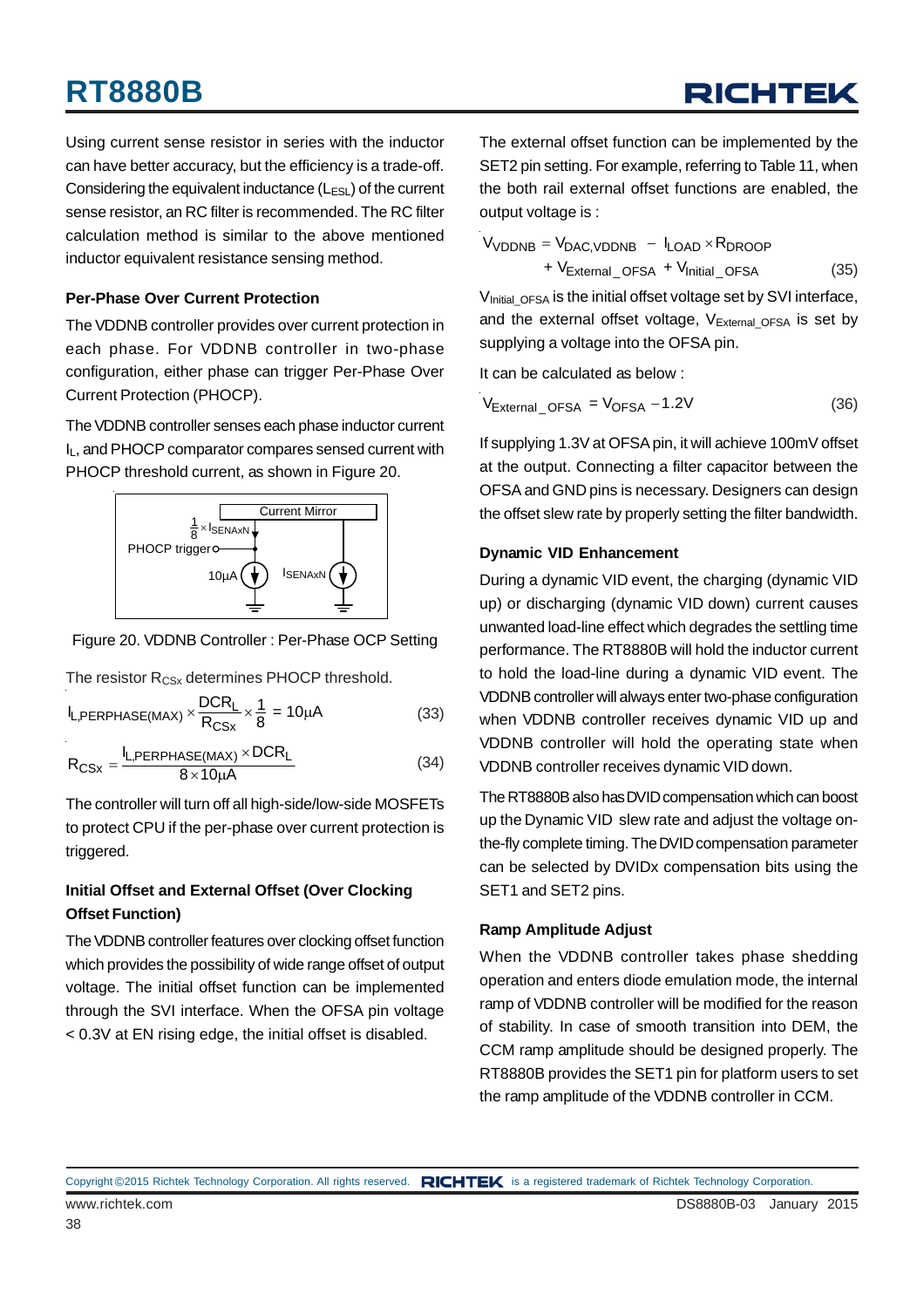Using current sense resistor in series with the inductor can have better accuracy, but the efficiency is a trade-off. Considering the equivalent inductance ($L_{ESL}$) of the current sense resistor, an RC filter is recommended. The RC filter calculation method is similar to the above mentioned inductor equivalent resistance sensing method.

### Per-Phase Over Current Protection

The VDDNB controller provides over current protection in each phase. For VDDNB controller in two-phase configuration, either phase can trigger Per-Phase Over Current Protection (PHOCP).

The VDDNB controller senses each phase inductor current $I_L$, and PHOCP comparator compares sensed current with PHOCP threshold current, as shown in Figure 20.

Figure 20. VDDNB Controller : Per-Phase OCP Setting

The resistor $R_{CSx}$ determines PHOCP threshold.

$$I_{L,PERPHASE(MAX)} \times \frac{DCR_L}{R_{CSx}} \times \frac{1}{8} = 10\mu A \quad (33)$$

$$R_{CSx} = \frac{I_{L,PERPHASE(MAX)} \times DCR_L}{8 \times 10\mu A} \quad (34)$$

The controller will turn off all high-side/low-side MOSFETs to protect CPU if the per-phase over current protection is triggered.

### Initial Offset and External Offset (Over Clocking Offset Function)

The VDDNB controller features over clocking offset function which provides the possibility of wide range offset of output voltage. The initial offset function can be implemented through the SVI interface. When the OFSA pin voltage < 0.3V at EN rising edge, the initial offset is disabled.

The external offset function can be implemented by the SET2 pin setting. For example, referring to Table 11, when the both rail external offset functions are enabled, the output voltage is :

$$V_{VDDNB} = V_{DAC,VDDNB} - I_{LOAD} \times R_{DROOP} + V_{External\_OFSA} + V_{Initial\_OFSA} \quad (35)$$

$V_{Initial\_OFSA}$ is the initial offset voltage set by SVI interface, and the external offset voltage, $V_{External\_OFSA}$ is set by supplying a voltage into the OFSA pin.

It can be calculated as below :

$$V_{External\_OFSA} = V_{OFSA} - 1.2V \quad (36)$$

If supplying 1.3V at OFSA pin, it will achieve 100mV offset at the output. Connecting a filter capacitor between the OFSA and GND pins is necessary. Designers can design the offset slew rate by properly setting the filter bandwidth.

### Dynamic VID Enhancement

During a dynamic VID event, the charging (dynamic VID up) or discharging (dynamic VID down) current causes unwanted load-line effect which degrades the settling time performance. The RT8880B will hold the inductor current to hold the load-line during a dynamic VID event. The VDDNB controller will always enter two-phase configuration when VDDNB controller receives dynamic VID up and VDDNB controller will hold the operating state when VDDNB controller receives dynamic VID down.

The RT8880B also has DVID compensation which can boost up the Dynamic VID slew rate and adjust the voltage on-the-fly complete timing. The DVID compensation parameter can be selected by DVIDx compensation bits using the SET1 and SET2 pins.

### Ramp Amplitude Adjust

When the VDDNB controller takes phase shedding operation and enters diode emulation mode, the internal ramp of VDDNB controller will be modified for the reason of stability. In case of smooth transition into DEM, the CCM ramp amplitude should be designed properly. The RT8880B provides the SET1 pin for platform users to set the ramp amplitude of the VDDNB controller in CCM.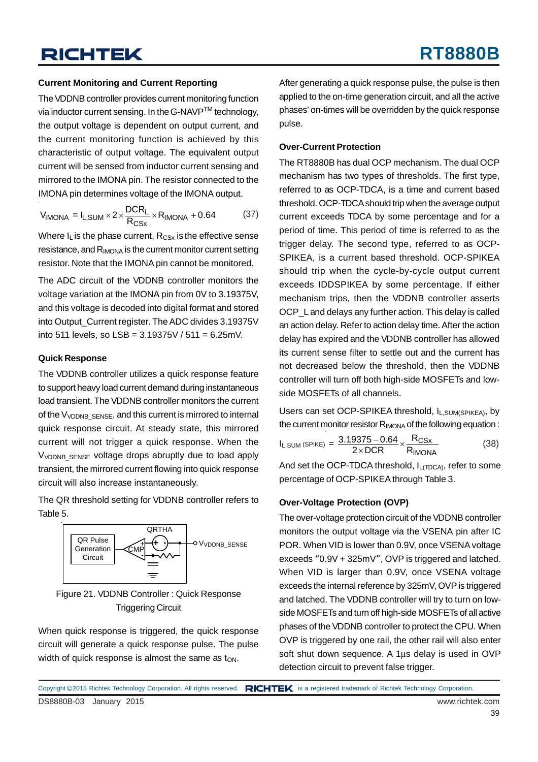### Current Monitoring and Current Reporting

The VDDNB controller provides current monitoring function via inductor current sensing. In the G-NAVP™ technology, the output voltage is dependent on output current, and the current monitoring function is achieved by this characteristic of output voltage. The equivalent output current will be sensed from inductor current sensing and mirrored to the IMONA pin. The resistor connected to the IMONA pin determines voltage of the IMONA output.

$$V_{IMONA} = I_{L,SUM} \times 2 \times \frac{DCR_L}{R_{CSx}} \times R_{IMONA} + 0.64 \qquad (37)$$

Where $I_L$ is the phase current, $R_{CSx}$ is the effective sense resistance, and $R_{IMONA}$ is the current monitor current setting resistor. Note that the IMONA pin cannot be monitored.

The ADC circuit of the VDDNB controller monitors the voltage variation at the IMONA pin from 0V to 3.19375V, and this voltage is decoded into digital format and stored into Output_Current register. The ADC divides 3.19375V into 511 levels, so LSB = 3.19375V / 511 = 6.25mV.

### Quick Response

The VDDNB controller utilizes a quick response feature to support heavy load current demand during instantaneous load transient. The VDDNB controller monitors the current of the $V_{VDDNB\_SENSE}$, and this current is mirrored to internal quick response circuit. At steady state, this mirrored current will not trigger a quick response. When the $V_{VDDNB\_SENSE}$ voltage drops abruptly due to load apply transient, the mirrored current flowing into quick response circuit will also increase instantaneously.

The QR threshold setting for VDDNB controller refers to Table 5.

Figure 21. VDDNB Controller : Quick Response Triggering Circuit

When quick response is triggered, the quick response circuit will generate a quick response pulse. The pulse width of quick response is almost the same as $t_{ON}$.

After generating a quick response pulse, the pulse is then applied to the on-time generation circuit, and all the active phases' on-times will be overridden by the quick response pulse.

### Over-Current Protection

The RT8880B has dual OCP mechanism. The dual OCP mechanism has two types of thresholds. The first type, referred to as OCP-TDCA, is a time and current based threshold. OCP-TDCA should trip when the average output current exceeds TDCA by some percentage and for a period of time. This period of time is referred to as the trigger delay. The second type, referred to as OCP-SPIKEA, is a current based threshold. OCP-SPIKEA should trip when the cycle-by-cycle output current exceeds IDDSPIKEA by some percentage. If either mechanism trips, then the VDDNB controller asserts OCP_L and delays any further action. This delay is called an action delay. Refer to action delay time. After the action delay has expired and the VDDNB controller has allowed its current sense filter to settle out and the current has not decreased below the threshold, then the VDDNB controller will turn off both high-side MOSFETs and low-side MOSFETs of all channels.

Users can set OCP-SPIKEA threshold, $I_{L,SUM(SPIKEA)}$, by the current monitor resistor $R_{IMONA}$ of the following equation :

$$I_{L,SUM\ (SPIKE)} = \frac{3.19375 - 0.64}{2 \times DCR} \times \frac{R_{CSx}}{R_{IMONA}} \qquad (38)$$

And set the OCP-TDCA threshold, $I_{L(TDCA)}$, refer to some percentage of OCP-SPIKEA through Table 3.

### Over-Voltage Protection (OVP)

The over-voltage protection circuit of the VDDNB controller monitors the output voltage via the VSENA pin after IC POR. When VID is lower than 0.9V, once VSENA voltage exceeds "0.9V + 325mV", OVP is triggered and latched. When VID is larger than 0.9V, once VSENA voltage exceeds the internal reference by 325mV, OVP is triggered and latched. The VDDNB controller will try to turn on low-side MOSFETs and turn off high-side MOSFETs of all active phases of the VDDNB controller to protect the CPU. When OVP is triggered by one rail, the other rail will also enter soft shut down sequence. A 1μs delay is used in OVP detection circuit to prevent false trigger.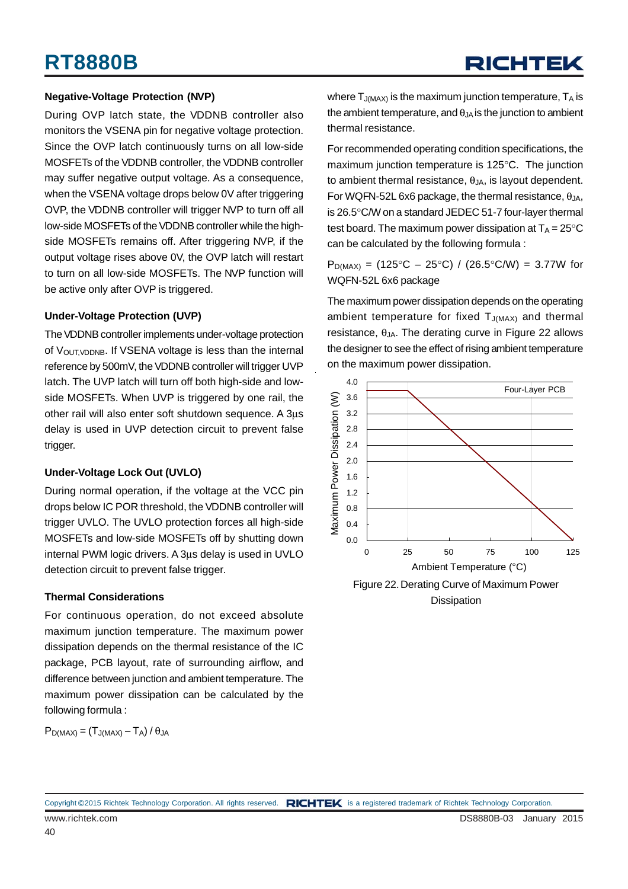### Negative-Voltage Protection (NVP)

During OVP latch state, the VDDNB controller also monitors the VSENA pin for negative voltage protection. Since the OVP latch continuously turns on all low-side MOSFETs of the VDDNB controller, the VDDNB controller may suffer negative output voltage. As a consequence, when the VSENA voltage drops below 0V after triggering OVP, the VDDNB controller will trigger NVP to turn off all low-side MOSFETs of the VDDNB controller while the high-side MOSFETs remains off. After triggering NVP, if the output voltage rises above 0V, the OVP latch will restart to turn on all low-side MOSFETs. The NVP function will be active only after OVP is triggered.

### Under-Voltage Protection (UVP)

The VDDNB controller implements under-voltage protection of $V_{OUT,VDDNB}$. If VSENA voltage is less than the internal reference by 500mV, the VDDNB controller will trigger UVP latch. The UVP latch will turn off both high-side and low-side MOSFETs. When UVP is triggered by one rail, the other rail will also enter soft shutdown sequence. A 3μs delay is used in UVP detection circuit to prevent false trigger.

### Under-Voltage Lock Out (UVLO)

During normal operation, if the voltage at the VCC pin drops below IC POR threshold, the VDDNB controller will trigger UVLO. The UVLO protection forces all high-side MOSFETs and low-side MOSFETs off by shutting down internal PWM logic drivers. A 3μs delay is used in UVLO detection circuit to prevent false trigger.

### Thermal Considerations

For continuous operation, do not exceed absolute maximum junction temperature. The maximum power dissipation depends on the thermal resistance of the IC package, PCB layout, rate of surrounding airflow, and difference between junction and ambient temperature. The maximum power dissipation can be calculated by the following formula :

$$P_{D(MAX)} = (T_{J(MAX)} - T_A) / \theta_{JA}$$

where $T_{J(MAX)}$ is the maximum junction temperature, $T_A$ is the ambient temperature, and $\theta_{JA}$ is the junction to ambient thermal resistance.

For recommended operating condition specifications, the maximum junction temperature is 125°C. The junction to ambient thermal resistance, $\theta_{JA}$, is layout dependent. For WQFN-52L 6x6 package, the thermal resistance, $\theta_{JA}$, is 26.5°C/W on a standard JEDEC 51-7 four-layer thermal test board. The maximum power dissipation at $T_A$ = 25°C can be calculated by the following formula :

$P_{D(MAX)}$ = (125°C − 25°C) / (26.5°C/W) = 3.77W for WQFN-52L 6x6 package

The maximum power dissipation depends on the operating ambient temperature for fixed $T_{J(MAX)}$ and thermal resistance, $\theta_{JA}$. The derating curve in Figure 22 allows the designer to see the effect of rising ambient temperature on the maximum power dissipation.

Figure 22. Derating Curve of Maximum Power Dissipation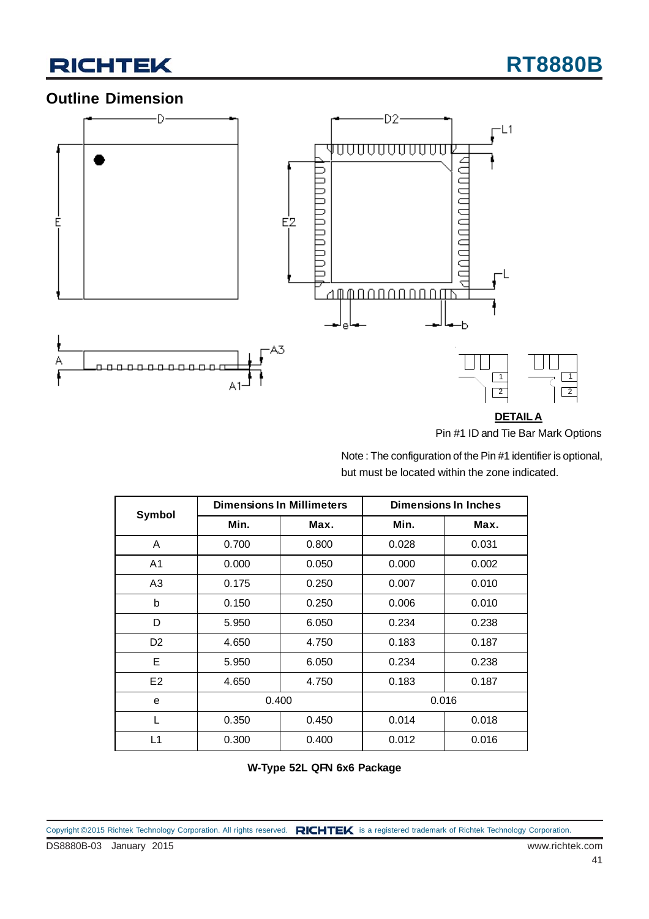## Outline Dimension

**DETAIL A**

Pin #1 ID and Tie Bar Mark Options

Note : The configuration of the Pin #1 identifier is optional, but must be located within the zone indicated.

| Symbol | Dimensions In Millimeters | | Dimensions In Inches | |
|---|---|---|---|---|
| | Min. | Max. | Min. | Max. |
| A | 0.700 | 0.800 | 0.028 | 0.031 |
| A1 | 0.000 | 0.050 | 0.000 | 0.002 |
| A3 | 0.175 | 0.250 | 0.007 | 0.010 |
| b | 0.150 | 0.250 | 0.006 | 0.010 |
| D | 5.950 | 6.050 | 0.234 | 0.238 |
| D2 | 4.650 | 4.750 | 0.183 | 0.187 |
| E | 5.950 | 6.050 | 0.234 | 0.238 |
| E2 | 4.650 | 4.750 | 0.183 | 0.187 |
| e | 0.400 | | 0.016 | |
| L | 0.350 | 0.450 | 0.014 | 0.018 |
| L1 | 0.300 | 0.400 | 0.012 | 0.016 |

**W-Type 52L QFN 6x6 Package**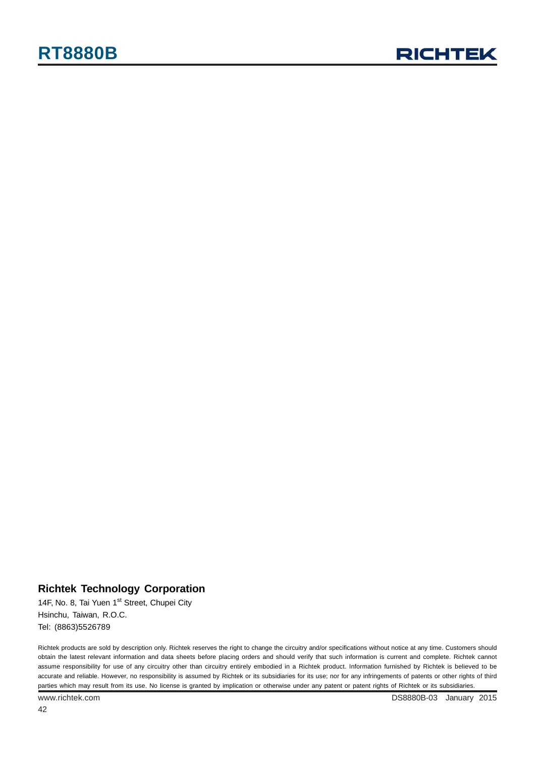**Richtek Technology Corporation**

14F, No. 8, Tai Yuen 1st Street, Chupei City

Hsinchu, Taiwan, R.O.C.

Tel: (8863)5526789

Richtek products are sold by description only. Richtek reserves the right to change the circuitry and/or specifications without notice at any time. Customers should obtain the latest relevant information and data sheets before placing orders and should verify that such information is current and complete. Richtek cannot assume responsibility for use of any circuitry other than circuitry entirely embodied in a Richtek product. Information furnished by Richtek is believed to be accurate and reliable. However, no responsibility is assumed by Richtek or its subsidiaries for its use; nor for any infringements of patents or other rights of third parties which may result from its use. No license is granted by implication or otherwise under any patent or patent rights of Richtek or its subsidiaries.